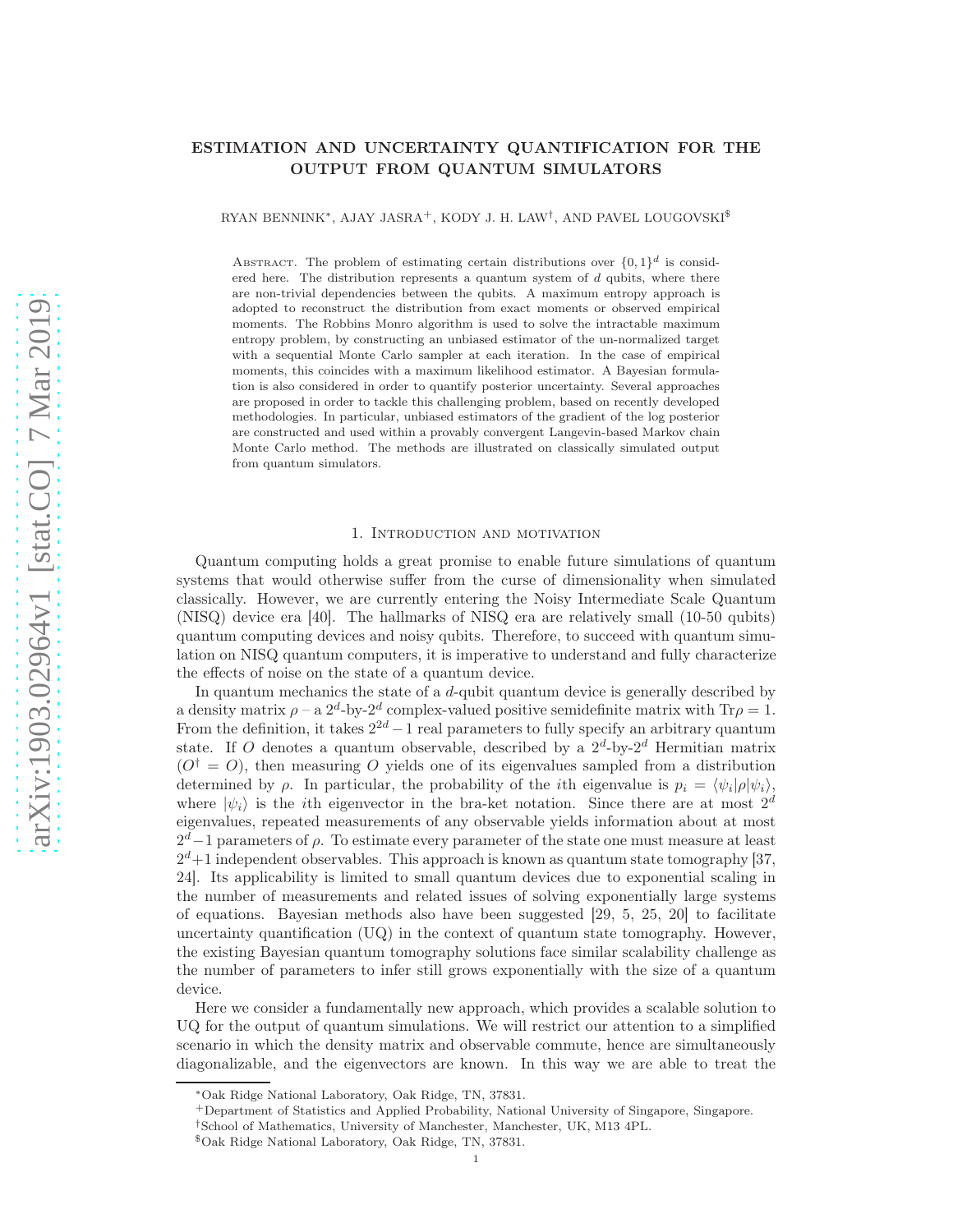# ESTIMATION AND UNCERTAINTY QUANTIFICATION FOR THE OUTPUT FROM QUANTUM SIMULATORS

RYAN BENNINK[*], AJAY JASRA[+], KODY J. H. LAW[†], AND PAVEL LOUGOVSKI[$]

ABSTRACT. The problem of estimating certain distributions over $\{0,1\}^d$ is considered here. The distribution represents a quantum system of $d$ qubits, where there are non-trivial dependencies between the qubits. A maximum entropy approach is adopted to reconstruct the distribution from exact moments or observed empirical moments. The Robbins Monro algorithm is used to solve the intractable maximum entropy problem, by constructing an unbiased estimator of the un-normalized target with a sequential Monte Carlo sampler at each iteration. In the case of empirical moments, this coincides with a maximum likelihood estimator. A Bayesian formulation is also considered in order to quantify posterior uncertainty. Several approaches are proposed in order to tackle this challenging problem, based on recently developed methodologies. In particular, unbiased estimators of the gradient of the log posterior are constructed and used within a provably convergent Langevin-based Markov chain Monte Carlo method. The methods are illustrated on classically simulated output from quantum simulators.

## 1. Introduction and motivation

Quantum computing holds a great promise to enable future simulations of quantum systems that would otherwise suffer from the curse of dimensionality when simulated classically. However, we are currently entering the Noisy Intermediate Scale Quantum (NISQ) device era [40]. The hallmarks of NISQ era are relatively small (10-50 qubits) quantum computing devices and noisy qubits. Therefore, to succeed with quantum simulation on NISQ quantum computers, it is imperative to understand and fully characterize the effects of noise on the state of a quantum device.

In quantum mechanics the state of a $d$-qubit quantum device is generally described by a density matrix $\rho$ – a $2^d$-by-$2^d$ complex-valued positive semidefinite matrix with $\mathrm{Tr}\rho = 1$. From the definition, it takes $2^{2d}-1$ real parameters to fully specify an arbitrary quantum state. If $O$ denotes a quantum observable, described by a $2^d$-by-$2^d$ Hermitian matrix ($O^\dagger = O$), then measuring $O$ yields one of its eigenvalues sampled from a distribution determined by $\rho$. In particular, the probability of the $i$th eigenvalue is $p_i = \langle \psi_i | \rho | \psi_i \rangle$, where $|\psi_i\rangle$ is the $i$th eigenvector in the bra-ket notation. Since there are at most $2^d$ eigenvalues, repeated measurements of any observable yields information about at most $2^d-1$ parameters of $\rho$. To estimate every parameter of the state one must measure at least $2^d+1$ independent observables. This approach is known as quantum state tomography [37, 24]. Its applicability is limited to small quantum devices due to exponential scaling in the number of measurements and related issues of solving exponentially large systems of equations. Bayesian methods also have been suggested [29, 5, 25, 20] to facilitate uncertainty quantification (UQ) in the context of quantum state tomography. However, the existing Bayesian quantum tomography solutions face similar scalability challenge as the number of parameters to infer still grows exponentially with the size of a quantum device.

Here we consider a fundamentally new approach, which provides a scalable solution to UQ for the output of quantum simulations. We will restrict our attention to a simplified scenario in which the density matrix and observable commute, hence are simultaneously diagonalizable, and the eigenvectors are known. In this way we are able to treat the

---

[*]Oak Ridge National Laboratory, Oak Ridge, TN, 37831.

[+]Department of Statistics and Applied Probability, National University of Singapore, Singapore.

[†]School of Mathematics, University of Manchester, Manchester, UK, M13 4PL.

[$]Oak Ridge National Laboratory, Oak Ridge, TN, 37831.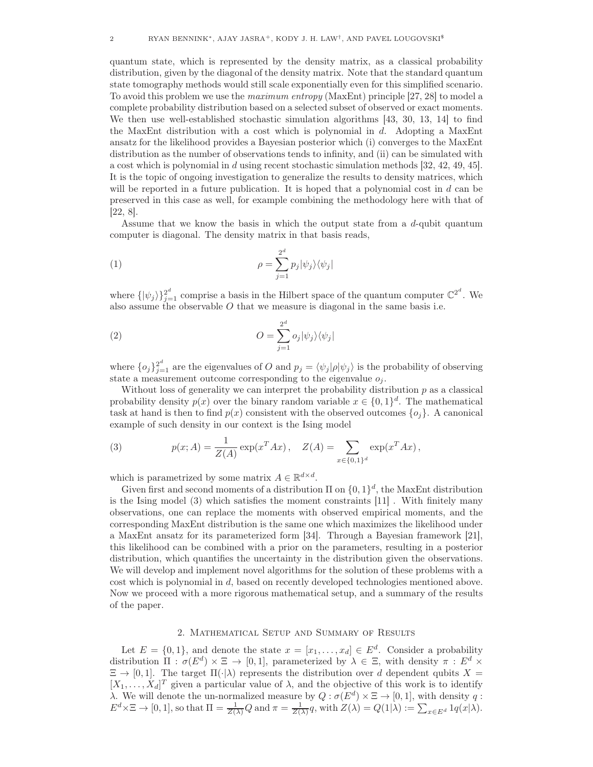quantum state, which is represented by the density matrix, as a classical probability distribution, given by the diagonal of the density matrix. Note that the standard quantum state tomography methods would still scale exponentially even for this simplified scenario. To avoid this problem we use the *maximum entropy* (MaxEnt) principle [27, 28] to model a complete probability distribution based on a selected subset of observed or exact moments. We then use well-established stochastic simulation algorithms [43, 30, 13, 14] to find the MaxEnt distribution with a cost which is polynomial in $d$. Adopting a MaxEnt ansatz for the likelihood provides a Bayesian posterior which (i) converges to the MaxEnt distribution as the number of observations tends to infinity, and (ii) can be simulated with a cost which is polynomial in $d$ using recent stochastic simulation methods [32, 42, 49, 45]. It is the topic of ongoing investigation to generalize the results to density matrices, which will be reported in a future publication. It is hoped that a polynomial cost in $d$ can be preserved in this case as well, for example combining the methodology here with that of [22, 8].

Assume that we know the basis in which the output state from a $d$-qubit quantum computer is diagonal. The density matrix in that basis reads,

$$\rho = \sum_{j=1}^{2^d} p_j |\psi_j\rangle\langle\psi_j| \tag{1}$$

where $\{|\psi_j\rangle\}_{j=1}^{2^d}$ comprise a basis in the Hilbert space of the quantum computer $\mathbb{C}^{2^d}$. We also assume the observable $O$ that we measure is diagonal in the same basis i.e.

$$O = \sum_{j=1}^{2^d} o_j |\psi_j\rangle\langle\psi_j| \tag{2}$$

where $\{o_j\}_{j=1}^{2^d}$ are the eigenvalues of $O$ and $p_j = \langle\psi_j|\rho|\psi_j\rangle$ is the probability of observing state a measurement outcome corresponding to the eigenvalue $o_j$.

Without loss of generality we can interpret the probability distribution $p$ as a classical probability density $p(x)$ over the binary random variable $x \in \{0,1\}^d$. The mathematical task at hand is then to find $p(x)$ consistent with the observed outcomes $\{o_j\}$. A canonical example of such density in our context is the Ising model

$$p(x; A) = \frac{1}{Z(A)} \exp(x^T A x)\,, \quad Z(A) = \sum_{x\in\{0,1\}^d} \exp(x^T A x)\,, \tag{3}$$

which is parametrized by some matrix $A \in \mathbb{R}^{d\times d}$.

Given first and second moments of a distribution $\Pi$ on $\{0,1\}^d$, the MaxEnt distribution is the Ising model (3) which satisfies the moment constraints [11] . With finitely many observations, one can replace the moments with observed empirical moments, and the corresponding MaxEnt distribution is the same one which maximizes the likelihood under a MaxEnt ansatz for its parameterized form [34]. Through a Bayesian framework [21], this likelihood can be combined with a prior on the parameters, resulting in a posterior distribution, which quantifies the uncertainty in the distribution given the observations. We will develop and implement novel algorithms for the solution of these problems with a cost which is polynomial in $d$, based on recently developed technologies mentioned above. Now we proceed with a more rigorous mathematical setup, and a summary of the results of the paper.

## 2. Mathematical Setup and Summary of Results

Let $E = \{0,1\}$, and denote the state $x = [x_1, \ldots, x_d] \in E^d$. Consider a probability distribution $\Pi : \sigma(E^d) \times \Xi \to [0,1]$, parameterized by $\lambda \in \Xi$, with density $\pi : E^d \times \Xi \to [0,1]$. The target $\Pi(\cdot|\lambda)$ represents the distribution over $d$ dependent qubits $X = [X_1, \ldots, X_d]^T$ given a particular value of $\lambda$, and the objective of this work is to identify $\lambda$. We will denote the un-normalized measure by $Q : \sigma(E^d) \times \Xi \to [0,1]$, with density $q : E^d \times \Xi \to [0,1]$, so that $\Pi = \frac{1}{Z(\lambda)} Q$ and $\pi = \frac{1}{Z(\lambda)} q$, with $Z(\lambda) = Q(1|\lambda) := \sum_{x\in E^d} 1q(x|\lambda)$.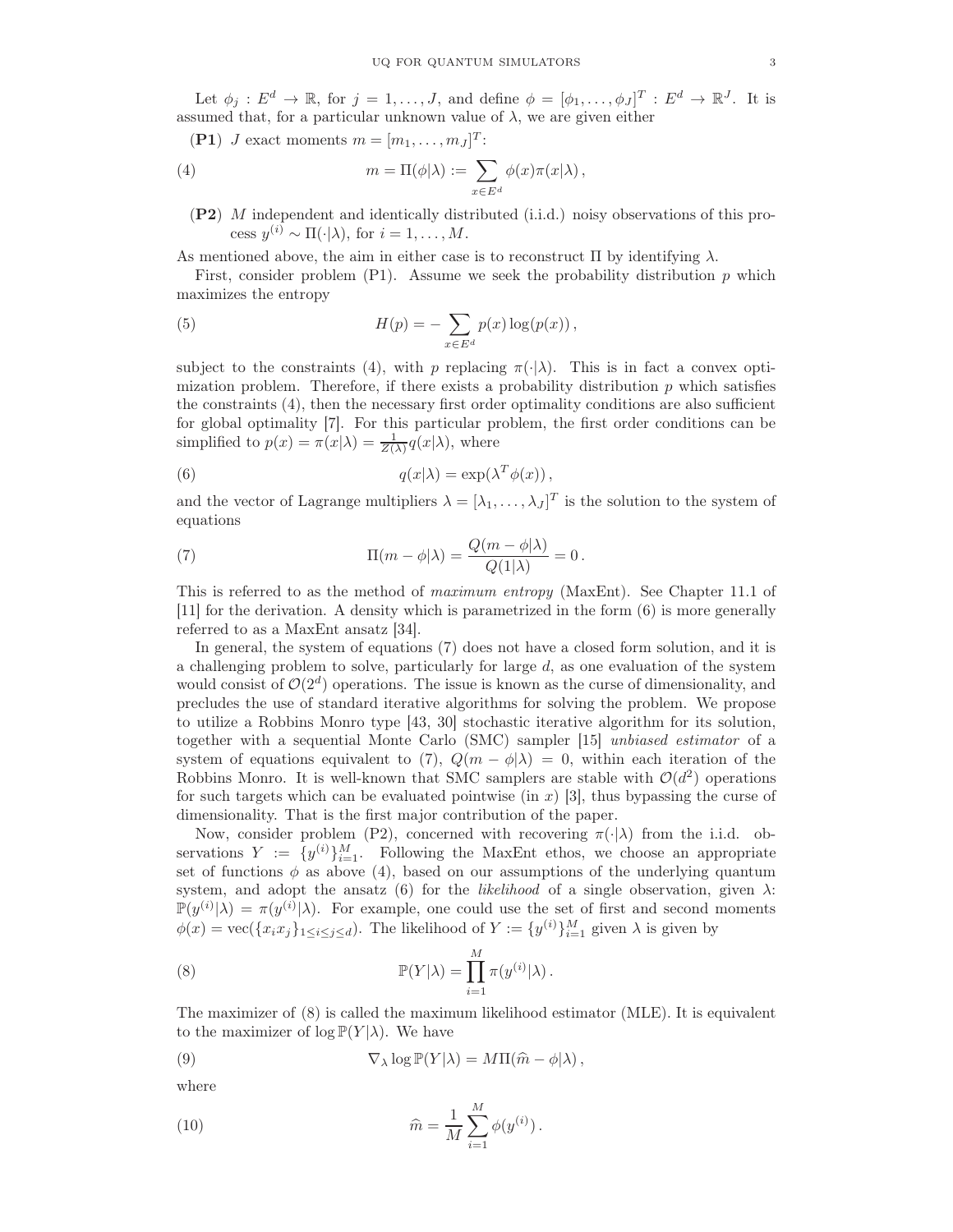Let $\phi_j : E^d \to \mathbb{R}$, for $j = 1, \ldots, J$, and define $\phi = [\phi_1, \ldots, \phi_J]^T : E^d \to \mathbb{R}^J$. It is assumed that, for a particular unknown value of $\lambda$, we are given either

**(P1)** $J$ exact moments $m = [m_1, \ldots, m_J]^T$:

$$
m = \Pi(\phi|\lambda) := \sum_{x \in E^d} \phi(x) \pi(x|\lambda)\,, \tag{4}
$$

**(P2)** $M$ independent and identically distributed (i.i.d.) noisy observations of this process $y^{(i)} \sim \Pi(\cdot|\lambda)$, for $i = 1, \ldots, M$.

As mentioned above, the aim in either case is to reconstruct $\Pi$ by identifying $\lambda$.

First, consider problem (P1). Assume we seek the probability distribution $p$ which maximizes the entropy

$$
H(p) = -\sum_{x \in E^d} p(x) \log(p(x))\,, \tag{5}
$$

subject to the constraints (4), with $p$ replacing $\pi(\cdot|\lambda)$. This is in fact a convex optimization problem. Therefore, if there exists a probability distribution $p$ which satisfies the constraints (4), then the necessary first order optimality conditions are also sufficient for global optimality [7]. For this particular problem, the first order conditions can be simplified to $p(x) = \pi(x|\lambda) = \frac{1}{Z(\lambda)} q(x|\lambda)$, where

$$
q(x|\lambda) = \exp(\lambda^T \phi(x))\,, \tag{6}
$$

and the vector of Lagrange multipliers $\lambda = [\lambda_1, \ldots, \lambda_J]^T$ is the solution to the system of equations

$$
\Pi(m - \phi|\lambda) = \frac{Q(m - \phi|\lambda)}{Q(1|\lambda)} = 0\,. \tag{7}
$$

This is referred to as the method of *maximum entropy* (MaxEnt). See Chapter 11.1 of [11] for the derivation. A density which is parametrized in the form (6) is more generally referred to as a MaxEnt ansatz [34].

In general, the system of equations (7) does not have a closed form solution, and it is a challenging problem to solve, particularly for large $d$, as one evaluation of the system would consist of $\mathcal{O}(2^d)$ operations. The issue is known as the curse of dimensionality, and precludes the use of standard iterative algorithms for solving the problem. We propose to utilize a Robbins Monro type [43, 30] stochastic iterative algorithm for its solution, together with a sequential Monte Carlo (SMC) sampler [15] *unbiased estimator* of a system of equations equivalent to (7), $Q(m - \phi|\lambda) = 0$, within each iteration of the Robbins Monro. It is well-known that SMC samplers are stable with $\mathcal{O}(d^2)$ operations for such targets which can be evaluated pointwise (in $x$) [3], thus bypassing the curse of dimensionality. That is the first major contribution of the paper.

Now, consider problem (P2), concerned with recovering $\pi(\cdot|\lambda)$ from the i.i.d. observations $Y := \{y^{(i)}\}_{i=1}^M$. Following the MaxEnt ethos, we choose an appropriate set of functions $\phi$ as above (4), based on our assumptions of the underlying quantum system, and adopt the ansatz (6) for the *likelihood* of a single observation, given $\lambda$: $\mathbb{P}(y^{(i)}|\lambda) = \pi(y^{(i)}|\lambda)$. For example, one could use the set of first and second moments $\phi(x) = \mathrm{vec}(\{x_i x_j\}_{1 \le i \le j \le d})$. The likelihood of $Y := \{y^{(i)}\}_{i=1}^M$ given $\lambda$ is given by

$$
\mathbb{P}(Y|\lambda) = \prod_{i=1}^{M} \pi(y^{(i)}|\lambda)\,. \tag{8}
$$

The maximizer of (8) is called the maximum likelihood estimator (MLE). It is equivalent to the maximizer of $\log \mathbb{P}(Y|\lambda)$. We have

$$
\nabla_\lambda \log \mathbb{P}(Y|\lambda) = M \Pi(\widehat{m} - \phi|\lambda)\,, \tag{9}
$$

where

$$
\widehat{m} = \frac{1}{M} \sum_{i=1}^{M} \phi(y^{(i)})\,. \tag{10}
$$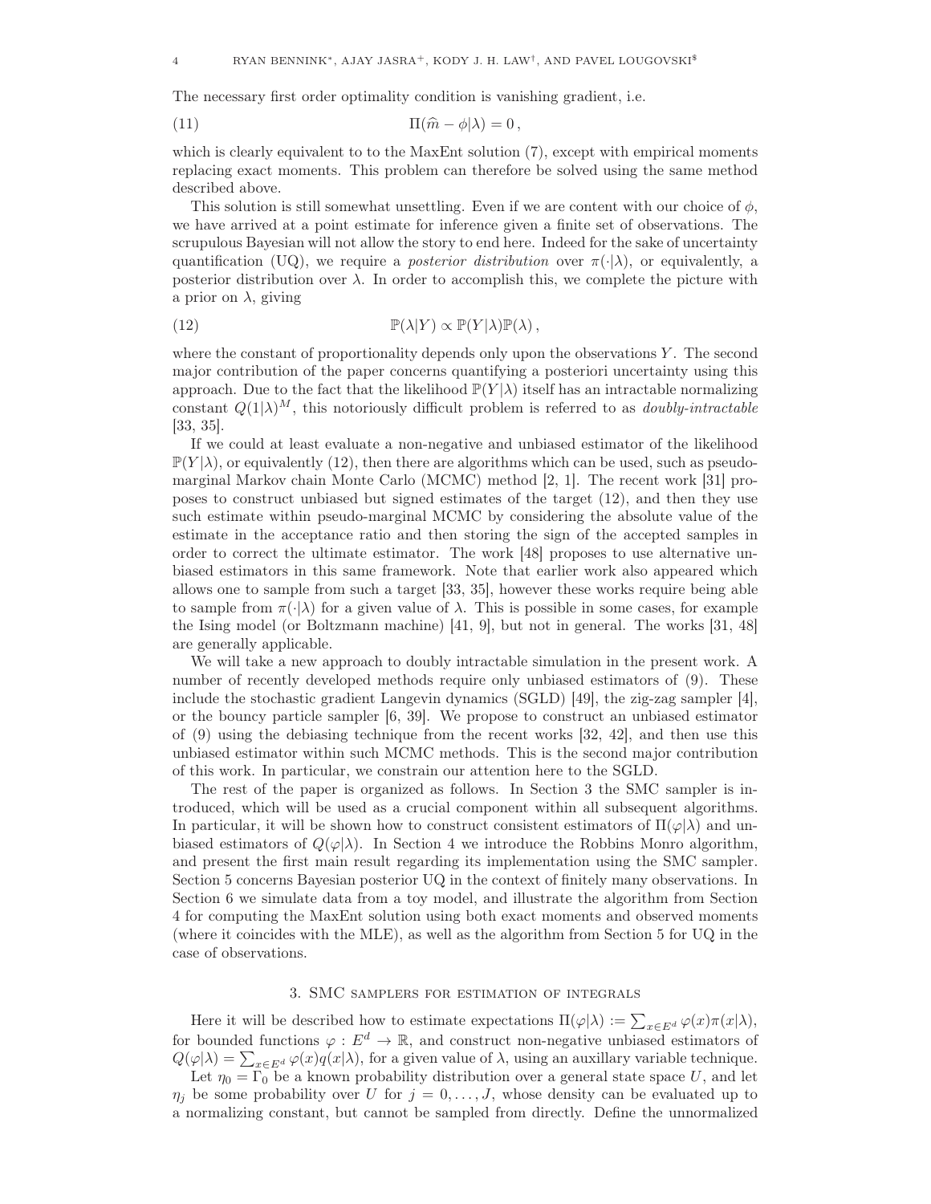The necessary first order optimality condition is vanishing gradient, i.e.

$$\Pi(\widehat{m} - \phi|\lambda) = 0\,, \tag{11}$$

which is clearly equivalent to to the MaxEnt solution (7), except with empirical moments replacing exact moments. This problem can therefore be solved using the same method described above.

This solution is still somewhat unsettling. Even if we are content with our choice of $\phi$, we have arrived at a point estimate for inference given a finite set of observations. The scrupulous Bayesian will not allow the story to end here. Indeed for the sake of uncertainty quantification (UQ), we require a *posterior distribution* over $\pi(\cdot|\lambda)$, or equivalently, a posterior distribution over $\lambda$. In order to accomplish this, we complete the picture with a prior on $\lambda$, giving

$$\mathbb{P}(\lambda|Y) \propto \mathbb{P}(Y|\lambda)\mathbb{P}(\lambda)\,, \tag{12}$$

where the constant of proportionality depends only upon the observations $Y$. The second major contribution of the paper concerns quantifying a posteriori uncertainty using this approach. Due to the fact that the likelihood $\mathbb{P}(Y|\lambda)$ itself has an intractable normalizing constant $Q(1|\lambda)^M$, this notoriously difficult problem is referred to as *doubly-intractable* [33, 35].

If we could at least evaluate a non-negative and unbiased estimator of the likelihood $\mathbb{P}(Y|\lambda)$, or equivalently (12), then there are algorithms which can be used, such as pseudo-marginal Markov chain Monte Carlo (MCMC) method [2, 1]. The recent work [31] proposes to construct unbiased but signed estimates of the target (12), and then they use such estimate within pseudo-marginal MCMC by considering the absolute value of the estimate in the acceptance ratio and then storing the sign of the accepted samples in order to correct the ultimate estimator. The work [48] proposes to use alternative unbiased estimators in this same framework. Note that earlier work also appeared which allows one to sample from such a target [33, 35], however these works require being able to sample from $\pi(\cdot|\lambda)$ for a given value of $\lambda$. This is possible in some cases, for example the Ising model (or Boltzmann machine) [41, 9], but not in general. The works [31, 48] are generally applicable.

We will take a new approach to doubly intractable simulation in the present work. A number of recently developed methods require only unbiased estimators of (9). These include the stochastic gradient Langevin dynamics (SGLD) [49], the zig-zag sampler [4], or the bouncy particle sampler [6, 39]. We propose to construct an unbiased estimator of (9) using the debiasing technique from the recent works [32, 42], and then use this unbiased estimator within such MCMC methods. This is the second major contribution of this work. In particular, we constrain our attention here to the SGLD.

The rest of the paper is organized as follows. In Section 3 the SMC sampler is introduced, which will be used as a crucial component within all subsequent algorithms. In particular, it will be shown how to construct consistent estimators of $\Pi(\varphi|\lambda)$ and unbiased estimators of $Q(\varphi|\lambda)$. In Section 4 we introduce the Robbins Monro algorithm, and present the first main result regarding its implementation using the SMC sampler. Section 5 concerns Bayesian posterior UQ in the context of finitely many observations. In Section 6 we simulate data from a toy model, and illustrate the algorithm from Section 4 for computing the MaxEnt solution using both exact moments and observed moments (where it coincides with the MLE), as well as the algorithm from Section 5 for UQ in the case of observations.

## 3. SMC samplers for estimation of integrals

Here it will be described how to estimate expectations $\Pi(\varphi|\lambda) := \sum_{x\in E^d} \varphi(x)\pi(x|\lambda)$, for bounded functions $\varphi : E^d \to \mathbb{R}$, and construct non-negative unbiased estimators of $Q(\varphi|\lambda) = \sum_{x\in E^d} \varphi(x)q(x|\lambda)$, for a given value of $\lambda$, using an auxillary variable technique.

Let $\eta_0 = \Gamma_0$ be a known probability distribution over a general state space $U$, and let $\eta_j$ be some probability over $U$ for $j = 0, \ldots, J$, whose density can be evaluated up to a normalizing constant, but cannot be sampled from directly. Define the unnormalized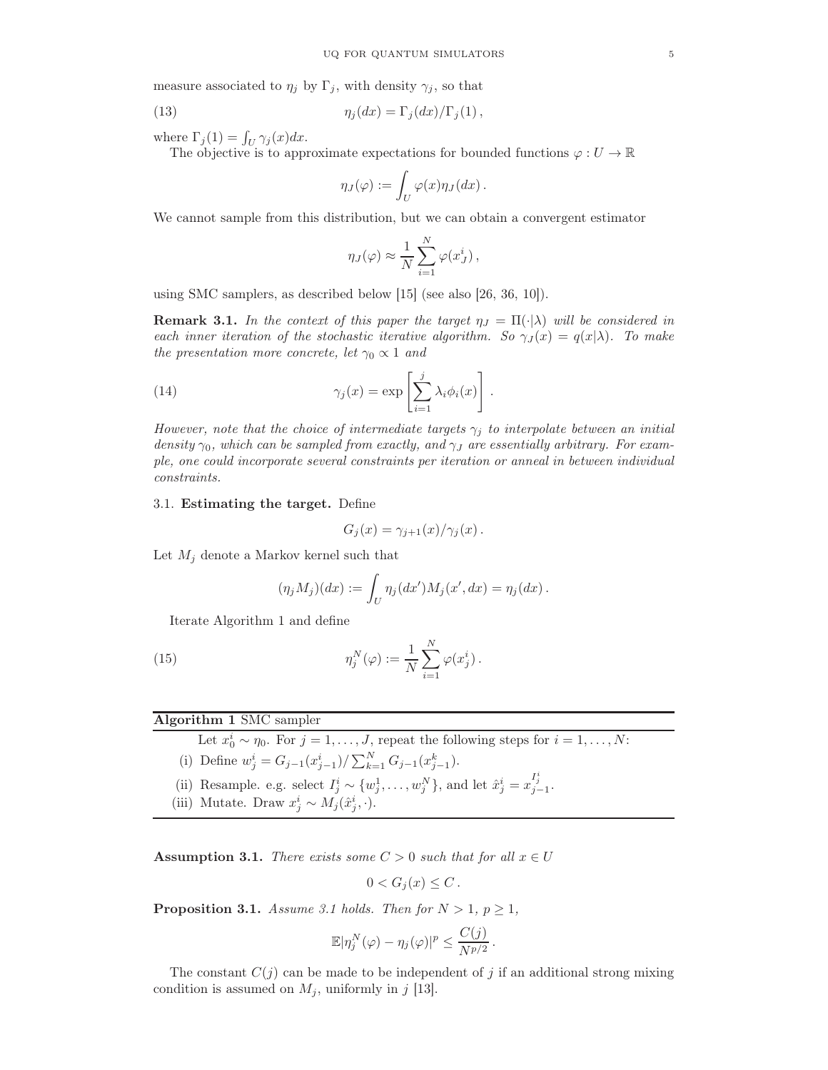measure associated to $\eta_j$ by $\Gamma_j$, with density $\gamma_j$, so that

$$\eta_j(dx) = \Gamma_j(dx)/\Gamma_j(1)\,, \tag{13}$$

where $\Gamma_j(1) = \int_U \gamma_j(x)dx$.

The objective is to approximate expectations for bounded functions $\varphi : U \to \mathbb{R}$

$$\eta_J(\varphi) := \int_U \varphi(x)\eta_J(dx)\,.$$

We cannot sample from this distribution, but we can obtain a convergent estimator

$$\eta_J(\varphi) \approx \frac{1}{N}\sum_{i=1}^{N} \varphi(x_J^i)\,,$$

using SMC samplers, as described below [15] (see also [26, 36, 10]).

**Remark 3.1.** *In the context of this paper the target $\eta_J = \Pi(\cdot|\lambda)$ will be considered in each inner iteration of the stochastic iterative algorithm. So $\gamma_J(x) = q(x|\lambda)$. To make the presentation more concrete, let $\gamma_0 \propto 1$ and*

$$\gamma_j(x) = \exp\left[\sum_{i=1}^{j} \lambda_i \phi_i(x)\right]. \tag{14}$$

*However, note that the choice of intermediate targets $\gamma_j$ to interpolate between an initial density $\gamma_0$, which can be sampled from exactly, and $\gamma_J$ are essentially arbitrary. For example, one could incorporate several constraints per iteration or anneal in between individual constraints.*

### 3.1. Estimating the target.

Define

$$G_j(x) = \gamma_{j+1}(x)/\gamma_j(x)\,.$$

Let $M_j$ denote a Markov kernel such that

$$(\eta_j M_j)(dx) := \int_U \eta_j(dx')M_j(x', dx) = \eta_j(dx)\,.$$

Iterate Algorithm 1 and define

$$\eta_j^N(\varphi) := \frac{1}{N}\sum_{i=1}^{N} \varphi(x_j^i)\,. \tag{15}$$

**Algorithm 1** SMC sampler

Let $x_0^i \sim \eta_0$. For $j = 1, \ldots, J$, repeat the following steps for $i = 1, \ldots, N$:

(i) Define $w_j^i = G_{j-1}(x_{j-1}^i)/\sum_{k=1}^{N} G_{j-1}(x_{j-1}^k)$.

(ii) Resample. e.g. select $I_j^i \sim \{w_j^1, \ldots, w_j^N\}$, and let $\hat{x}_j^i = x_{j-1}^{I_j^i}$.

(iii) Mutate. Draw $x_j^i \sim M_j(\hat{x}_j^i, \cdot)$.

**Assumption 3.1.** *There exists some $C > 0$ such that for all $x \in U$*

$$0 < G_j(x) \leq C\,.$$

**Proposition 3.1.** *Assume 3.1 holds. Then for $N > 1$, $p \geq 1$,*

$$\mathbb{E}|\eta_j^N(\varphi) - \eta_j(\varphi)|^p \leq \frac{C(j)}{N^{p/2}}\,.$$

The constant $C(j)$ can be made to be independent of $j$ if an additional strong mixing condition is assumed on $M_j$, uniformly in $j$ [13].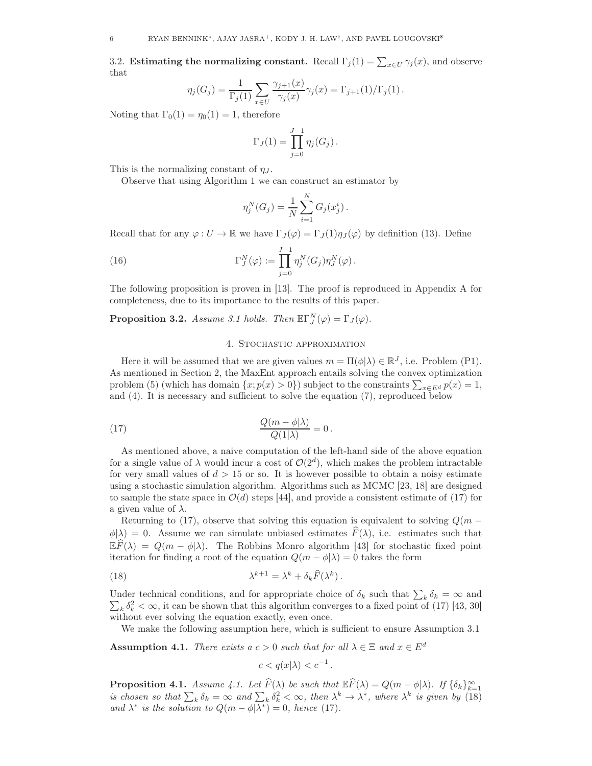**3.2. Estimating the normalizing constant.** Recall $\Gamma_j(1) = \sum_{x \in U} \gamma_j(x)$, and observe that

$$\eta_j(G_j) = \frac{1}{\Gamma_j(1)} \sum_{x \in U} \frac{\gamma_{j+1}(x)}{\gamma_j(x)} \gamma_j(x) = \Gamma_{j+1}(1)/\Gamma_j(1) .$$

Noting that $\Gamma_0(1) = \eta_0(1) = 1$, therefore

$$\Gamma_J(1) = \prod_{j=0}^{J-1} \eta_j(G_j) .$$

This is the normalizing constant of $\eta_J$.

Observe that using Algorithm 1 we can construct an estimator by

$$\eta_j^N(G_j) = \frac{1}{N} \sum_{i=1}^{N} G_j(x_j^i) .$$

Recall that for any $\varphi : U \to \mathbb{R}$ we have $\Gamma_J(\varphi) = \Gamma_J(1)\eta_J(\varphi)$ by definition (13). Define

$$\Gamma_J^N(\varphi) := \prod_{j=0}^{J-1} \eta_j^N(G_j) \eta_J^N(\varphi) . \tag{16}$$

The following proposition is proven in [13]. The proof is reproduced in Appendix A for completeness, due to its importance to the results of this paper.

**Proposition 3.2.** *Assume 3.1 holds. Then* $\mathbb{E}\Gamma_J^N(\varphi) = \Gamma_J(\varphi)$.

## 4. Stochastic approximation

Here it will be assumed that we are given values $m = \Pi(\phi|\lambda) \in \mathbb{R}^J$, i.e. Problem (P1). As mentioned in Section 2, the MaxEnt approach entails solving the convex optimization problem (5) (which has domain $\{x; p(x) > 0\}$) subject to the constraints $\sum_{x \in E^d} p(x) = 1$, and (4). It is necessary and sufficient to solve the equation (7), reproduced below

$$\frac{Q(m - \phi|\lambda)}{Q(1|\lambda)} = 0 . \tag{17}$$

As mentioned above, a naive computation of the left-hand side of the above equation for a single value of $\lambda$ would incur a cost of $\mathcal{O}(2^d)$, which makes the problem intractable for very small values of $d > 15$ or so. It is however possible to obtain a noisy estimate using a stochastic simulation algorithm. Algorithms such as MCMC [23, 18] are designed to sample the state space in $\mathcal{O}(d)$ steps [44], and provide a consistent estimate of (17) for a given value of $\lambda$.

Returning to (17), observe that solving this equation is equivalent to solving $Q(m - \phi|\lambda) = 0$. Assume we can simulate unbiased estimates $\widehat{F}(\lambda)$, i.e. estimates such that $\mathbb{E}\widehat{F}(\lambda) = Q(m - \phi|\lambda)$. The Robbins Monro algorithm [43] for stochastic fixed point iteration for finding a root of the equation $Q(m - \phi|\lambda) = 0$ takes the form

$$\lambda^{k+1} = \lambda^k + \delta_k \widehat{F}(\lambda^k) . \tag{18}$$

Under technical conditions, and for appropriate choice of $\delta_k$ such that $\sum_k \delta_k = \infty$ and $\sum_k \delta_k^2 < \infty$, it can be shown that this algorithm converges to a fixed point of (17) [43, 30] without ever solving the equation exactly, even once.

We make the following assumption here, which is sufficient to ensure Assumption 3.1

**Assumption 4.1.** *There exists a $c > 0$ such that for all $\lambda \in \Xi$ and $x \in E^d$*

$$c < q(x|\lambda) < c^{-1} .$$

**Proposition 4.1.** *Assume 4.1. Let $\widehat{F}(\lambda)$ be such that $\mathbb{E}\widehat{F}(\lambda) = Q(m - \phi|\lambda)$. If $\{\delta_k\}_{k=1}^{\infty}$ is chosen so that $\sum_k \delta_k = \infty$ and $\sum_k \delta_k^2 < \infty$, then $\lambda^k \to \lambda^*$, where $\lambda^k$ is given by (18) and $\lambda^*$ is the solution to $Q(m - \phi|\lambda^*) = 0$, hence (17).*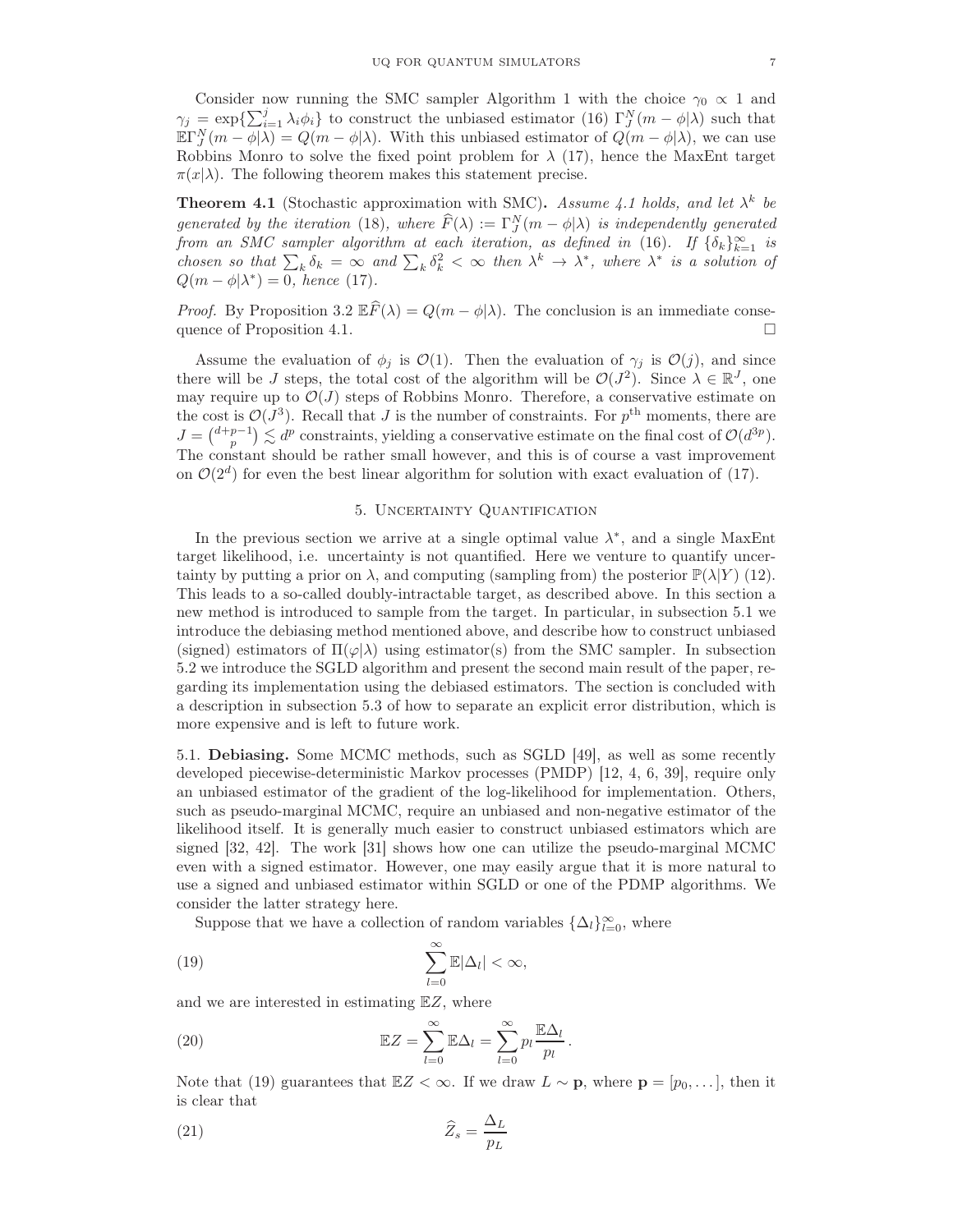Consider now running the SMC sampler Algorithm 1 with the choice $\gamma_0 \propto 1$ and $\gamma_j = \exp\{\sum_{i=1}^j \lambda_i \phi_i\}$ to construct the unbiased estimator (16) $\Gamma_J^N(m - \phi|\lambda)$ such that $\mathbb{E}\Gamma_J^N(m-\phi|\lambda) = Q(m-\phi|\lambda)$. With this unbiased estimator of $Q(m-\phi|\lambda)$, we can use Robbins Monro to solve the fixed point problem for $\lambda$ (17), hence the MaxEnt target $\pi(x|\lambda)$. The following theorem makes this statement precise.

**Theorem 4.1** (Stochastic approximation with SMC)**.** *Assume 4.1 holds, and let $\lambda^k$ be generated by the iteration* (18)*, where $\widehat{F}(\lambda) := \Gamma_J^N(m-\phi|\lambda)$ is independently generated from an SMC sampler algorithm at each iteration, as defined in* (16)*. If $\{\delta_k\}_{k=1}^\infty$ is chosen so that $\sum_k \delta_k = \infty$ and $\sum_k \delta_k^2 < \infty$ then $\lambda^k \to \lambda^*$, where $\lambda^*$ is a solution of $Q(m-\phi|\lambda^*) = 0$, hence* (17)*.*

*Proof.* By Proposition 3.2 $\mathbb{E}\widehat{F}(\lambda) = Q(m-\phi|\lambda)$. The conclusion is an immediate consequence of Proposition 4.1. □

Assume the evaluation of $\phi_j$ is $\mathcal{O}(1)$. Then the evaluation of $\gamma_j$ is $\mathcal{O}(j)$, and since there will be $J$ steps, the total cost of the algorithm will be $\mathcal{O}(J^2)$. Since $\lambda \in \mathbb{R}^J$, one may require up to $\mathcal{O}(J)$ steps of Robbins Monro. Therefore, a conservative estimate on the cost is $\mathcal{O}(J^3)$. Recall that $J$ is the number of constraints. For $p^{\text{th}}$ moments, there are $J = \binom{d+p-1}{p} \lesssim d^p$ constraints, yielding a conservative estimate on the final cost of $\mathcal{O}(d^{3p})$. The constant should be rather small however, and this is of course a vast improvement on $\mathcal{O}(2^d)$ for even the best linear algorithm for solution with exact evaluation of (17).

## 5. Uncertainty Quantification

In the previous section we arrive at a single optimal value $\lambda^*$, and a single MaxEnt target likelihood, i.e. uncertainty is not quantified. Here we venture to quantify uncertainty by putting a prior on $\lambda$, and computing (sampling from) the posterior $\mathbb{P}(\lambda|Y)$ (12). This leads to a so-called doubly-intractable target, as described above. In this section a new method is introduced to sample from the target. In particular, in subsection 5.1 we introduce the debiasing method mentioned above, and describe how to construct unbiased (signed) estimators of $\Pi(\varphi|\lambda)$ using estimator(s) from the SMC sampler. In subsection 5.2 we introduce the SGLD algorithm and present the second main result of the paper, regarding its implementation using the debiased estimators. The section is concluded with a description in subsection 5.3 of how to separate an explicit error distribution, which is more expensive and is left to future work.

### 5.1. Debiasing.

Some MCMC methods, such as SGLD [49], as well as some recently developed piecewise-deterministic Markov processes (PMDP) [12, 4, 6, 39], require only an unbiased estimator of the gradient of the log-likelihood for implementation. Others, such as pseudo-marginal MCMC, require an unbiased and non-negative estimator of the likelihood itself. It is generally much easier to construct unbiased estimators which are signed [32, 42]. The work [31] shows how one can utilize the pseudo-marginal MCMC even with a signed estimator. However, one may easily argue that it is more natural to use a signed and unbiased estimator within SGLD or one of the PDMP algorithms. We consider the latter strategy here.

Suppose that we have a collection of random variables $\{\Delta_l\}_{l=0}^\infty$, where

$$\sum_{l=0}^{\infty} \mathbb{E}|\Delta_l| < \infty, \tag{19}$$

and we are interested in estimating $\mathbb{E}Z$, where

$$\mathbb{E}Z = \sum_{l=0}^{\infty} \mathbb{E}\Delta_l = \sum_{l=0}^{\infty} p_l \frac{\mathbb{E}\Delta_l}{p_l}. \tag{20}$$

Note that (19) guarantees that $\mathbb{E}Z < \infty$. If we draw $L \sim \mathbf{p}$, where $\mathbf{p} = [p_0, \dots]$, then it is clear that

$$\widehat{Z}_s = \frac{\Delta_L}{p_L} \tag{21}$$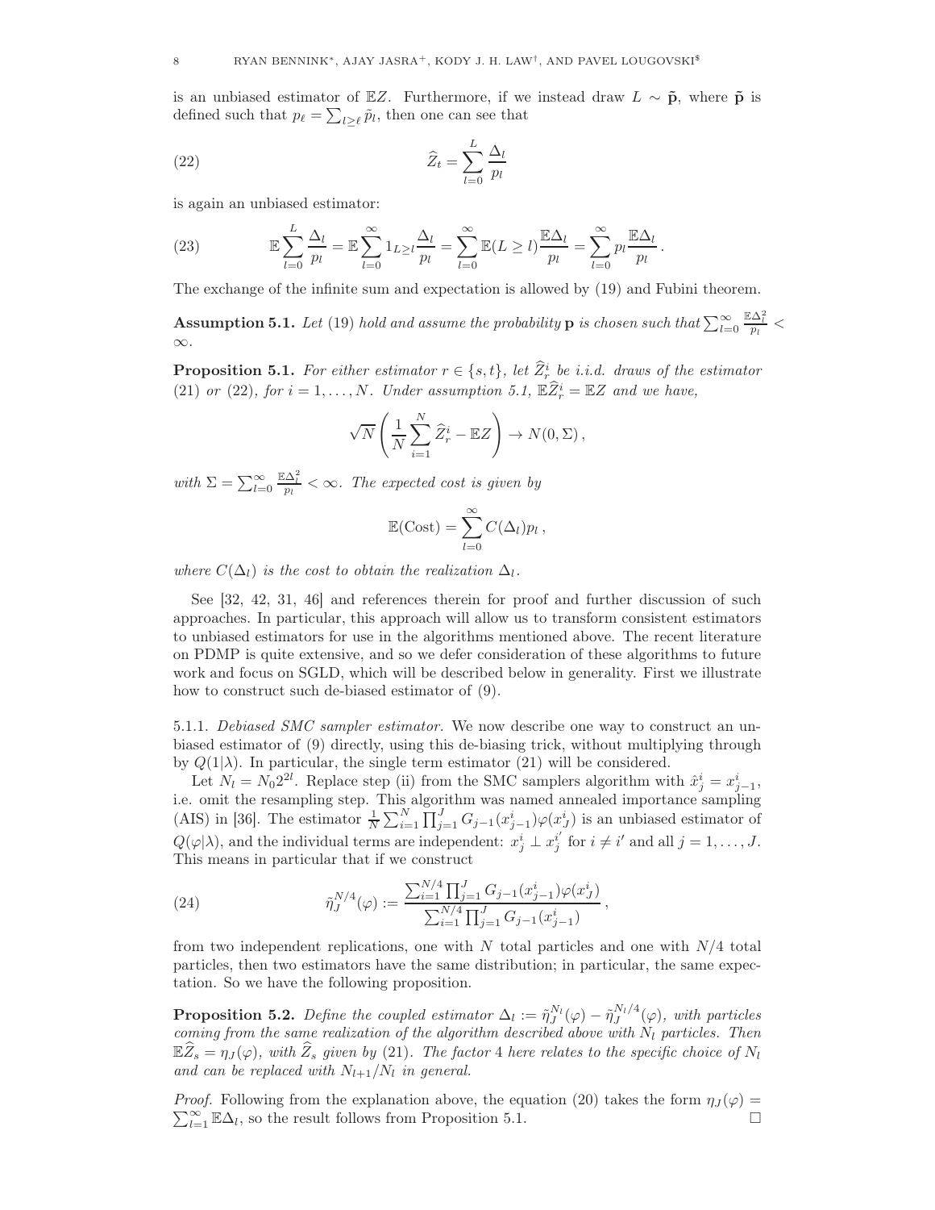is an unbiased estimator of $\mathbb{E}Z$. Furthermore, if we instead draw $L \sim \tilde{\mathbf{p}}$, where $\tilde{\mathbf{p}}$ is defined such that $p_\ell = \sum_{l \geq \ell} \tilde{p}_l$, then one can see that

$$\widehat{Z}_t = \sum_{l=0}^{L} \frac{\Delta_l}{p_l} \tag{22}$$

is again an unbiased estimator:

$$\mathbb{E} \sum_{l=0}^{L} \frac{\Delta_l}{p_l} = \mathbb{E} \sum_{l=0}^{\infty} 1_{L \geq l} \frac{\Delta_l}{p_l} = \sum_{l=0}^{\infty} \mathbb{E}(L \geq l) \frac{\mathbb{E}\Delta_l}{p_l} = \sum_{l=0}^{\infty} p_l \frac{\mathbb{E}\Delta_l}{p_l} \,. \tag{23}$$

The exchange of the infinite sum and expectation is allowed by (19) and Fubini theorem.

**Assumption 5.1.** *Let* (19) *hold and assume the probability* $\mathbf{p}$ *is chosen such that* $\sum_{l=0}^{\infty} \frac{\mathbb{E}\Delta_l^2}{p_l} < \infty$.

**Proposition 5.1.** *For either estimator* $r \in \{s, t\}$, *let* $\widehat{Z}_r^i$ *be i.i.d. draws of the estimator* (21) *or* (22), *for* $i = 1, \ldots, N$. *Under assumption 5.1,* $\mathbb{E}\widehat{Z}_r^i = \mathbb{E}Z$ *and we have,*

$$\sqrt{N} \left( \frac{1}{N} \sum_{i=1}^{N} \widehat{Z}_r^i - \mathbb{E}Z \right) \to N(0, \Sigma) \,,$$

*with* $\Sigma = \sum_{l=0}^{\infty} \frac{\mathbb{E}\Delta_l^2}{p_l} < \infty$. *The expected cost is given by*

$$\mathbb{E}(\text{Cost}) = \sum_{l=0}^{\infty} C(\Delta_l) p_l \,,$$

*where* $C(\Delta_l)$ *is the cost to obtain the realization* $\Delta_l$.

See [32, 42, 31, 46] and references therein for proof and further discussion of such approaches. In particular, this approach will allow us to transform consistent estimators to unbiased estimators for use in the algorithms mentioned above. The recent literature on PDMP is quite extensive, and so we defer consideration of these algorithms to future work and focus on SGLD, which will be described below in generality. First we illustrate how to construct such de-biased estimator of (9).

5.1.1. *Debiased SMC sampler estimator.* We now describe one way to construct an unbiased estimator of (9) directly, using this de-biasing trick, without multiplying through by $Q(1|\lambda)$. In particular, the single term estimator (21) will be considered.

Let $N_l = N_0 2^{2l}$. Replace step (ii) from the SMC samplers algorithm with $\hat{x}_j^i = x_{j-1}^i$, i.e. omit the resampling step. This algorithm was named annealed importance sampling (AIS) in [36]. The estimator $\frac{1}{N} \sum_{i=1}^{N} \prod_{j=1}^{J} G_{j-1}(x_{j-1}^i) \varphi(x_J^i)$ is an unbiased estimator of $Q(\varphi|\lambda)$, and the individual terms are independent: $x_j^i \perp x_j^{i'}$ for $i \neq i'$ and all $j = 1, \ldots, J$. This means in particular that if we construct

$$\tilde{\eta}_J^{N/4}(\varphi) := \frac{\sum_{i=1}^{N/4} \prod_{j=1}^{J} G_{j-1}(x_{j-1}^i) \varphi(x_J^i)}{\sum_{i=1}^{N/4} \prod_{j=1}^{J} G_{j-1}(x_{j-1}^i)} \,, \tag{24}$$

from two independent replications, one with $N$ total particles and one with $N/4$ total particles, then two estimators have the same distribution; in particular, the same expectation. So we have the following proposition.

**Proposition 5.2.** *Define the coupled estimator* $\Delta_l := \tilde{\eta}_J^{N_l}(\varphi) - \tilde{\eta}_J^{N_l/4}(\varphi)$, *with particles coming from the same realization of the algorithm described above with* $N_l$ *particles. Then* $\mathbb{E}\widehat{Z}_s = \eta_J(\varphi)$, *with* $\widehat{Z}_s$ *given by* (21). *The factor* 4 *here relates to the specific choice of* $N_l$ *and can be replaced with* $N_{l+1}/N_l$ *in general.*

*Proof.* Following from the explanation above, the equation (20) takes the form $\eta_J(\varphi) = \sum_{l=1}^{\infty} \mathbb{E}\Delta_l$, so the result follows from Proposition 5.1. $\square$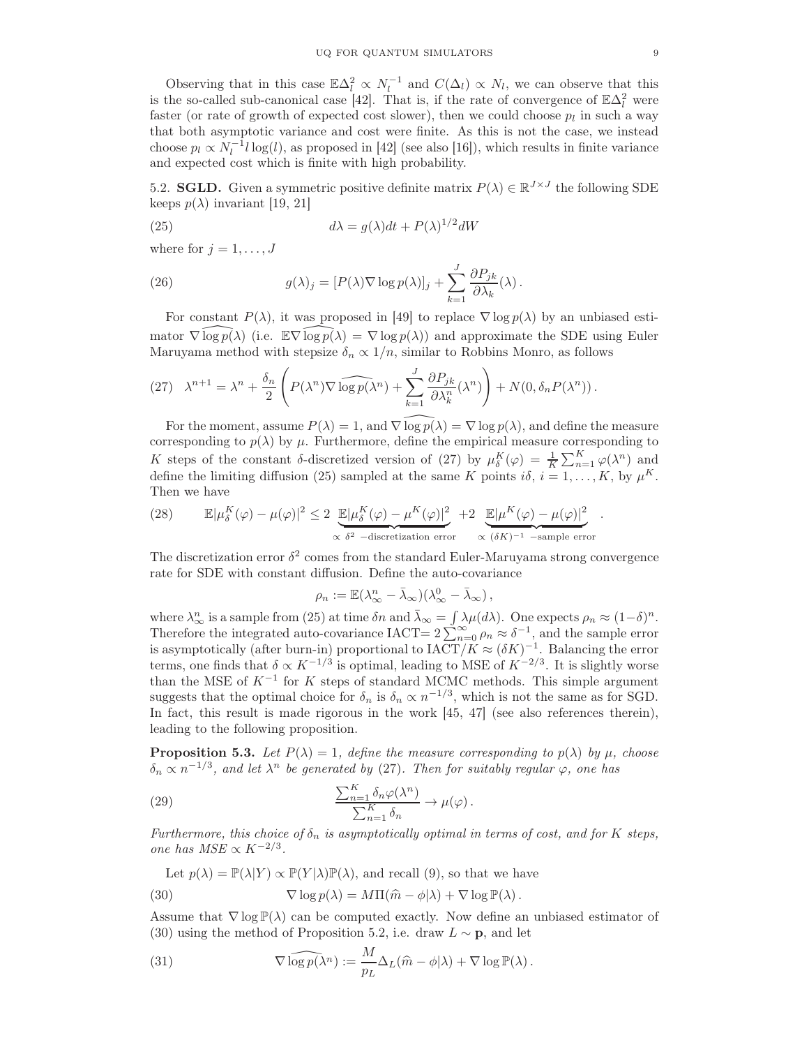Observing that in this case $\mathbb{E}\Delta_l^2 \propto N_l^{-1}$ and $C(\Delta_l) \propto N_l$, we can observe that this is the so-called sub-canonical case [42]. That is, if the rate of convergence of $\mathbb{E}\Delta_l^2$ were faster (or rate of growth of expected cost slower), then we could choose $p_l$ in such a way that both asymptotic variance and cost were finite. As this is not the case, we instead choose $p_l \propto N_l^{-1} l \log(l)$, as proposed in [42] (see also [16]), which results in finite variance and expected cost which is finite with high probability.

5.2. **SGLD.** Given a symmetric positive definite matrix $P(\lambda) \in \mathbb{R}^{J \times J}$ the following SDE keeps $p(\lambda)$ invariant [19, 21]

$$d\lambda = g(\lambda)dt + P(\lambda)^{1/2}dW \tag{25}$$

where for $j = 1, \ldots, J$

$$g(\lambda)_j = [P(\lambda)\nabla \log p(\lambda)]_j + \sum_{k=1}^{J} \frac{\partial P_{jk}}{\partial \lambda_k}(\lambda) \, . \tag{26}$$

For constant $P(\lambda)$, it was proposed in [49] to replace $\nabla \log p(\lambda)$ by an unbiased estimator $\widehat{\nabla \log p}(\lambda)$ (i.e. $\mathbb{E}\widehat{\nabla \log p}(\lambda) = \nabla \log p(\lambda)$) and approximate the SDE using Euler Maruyama method with stepsize $\delta_n \propto 1/n$, similar to Robbins Monro, as follows

$$\lambda^{n+1} = \lambda^n + \frac{\delta_n}{2}\left( P(\lambda^n)\widehat{\nabla \log p}(\lambda^n) + \sum_{k=1}^{J} \frac{\partial P_{jk}}{\partial \lambda_k^n}(\lambda^n) \right) + N(0, \delta_n P(\lambda^n)) \, . \tag{27}$$

For the moment, assume $P(\lambda) = 1$, and $\widehat{\nabla \log p}(\lambda) = \nabla \log p(\lambda)$, and define the measure corresponding to $p(\lambda)$ by $\mu$. Furthermore, define the empirical measure corresponding to $K$ steps of the constant $\delta$-discretized version of (27) by $\mu_\delta^K(\varphi) = \frac{1}{K}\sum_{n=1}^{K} \varphi(\lambda^n)$ and define the limiting diffusion (25) sampled at the same $K$ points $i\delta$, $i = 1, \ldots, K$, by $\mu^K$. Then we have

$$\mathbb{E}|\mu_\delta^K(\varphi) - \mu(\varphi)|^2 \leq 2 \underbrace{\mathbb{E}|\mu_\delta^K(\varphi) - \mu^K(\varphi)|^2}_{\propto\, \delta^2 \text{ -discretization error}} + 2 \underbrace{\mathbb{E}|\mu^K(\varphi) - \mu(\varphi)|^2}_{\propto\, (\delta K)^{-1} \text{ -sample error}} \, . \tag{28}$$

The discretization error $\delta^2$ comes from the standard Euler-Maruyama strong convergence rate for SDE with constant diffusion. Define the auto-covariance

$$\rho_n := \mathbb{E}(\lambda_\infty^n - \bar{\lambda}_\infty)(\lambda_\infty^0 - \bar{\lambda}_\infty) \, ,$$

where $\lambda_\infty^n$ is a sample from (25) at time $\delta n$ and $\bar{\lambda}_\infty = \int \lambda \mu(d\lambda)$. One expects $\rho_n \approx (1-\delta)^n$. Therefore the integrated auto-covariance IACT$= 2\sum_{n=0}^{\infty} \rho_n \approx \delta^{-1}$, and the sample error is asymptotically (after burn-in) proportional to IACT$/K \approx (\delta K)^{-1}$. Balancing the error terms, one finds that $\delta \propto K^{-1/3}$ is optimal, leading to MSE of $K^{-2/3}$. It is slightly worse than the MSE of $K^{-1}$ for $K$ steps of standard MCMC methods. This simple argument suggests that the optimal choice for $\delta_n$ is $\delta_n \propto n^{-1/3}$, which is not the same as for SGD. In fact, this result is made rigorous in the work [45, 47] (see also references therein), leading to the following proposition.

**Proposition 5.3.** *Let $P(\lambda) = 1$, define the measure corresponding to $p(\lambda)$ by $\mu$, choose $\delta_n \propto n^{-1/3}$, and let $\lambda^n$ be generated by* (27). *Then for suitably regular $\varphi$, one has*

$$\frac{\sum_{n=1}^{K} \delta_n \varphi(\lambda^n)}{\sum_{n=1}^{K} \delta_n} \to \mu(\varphi) \, . \tag{29}$$

*Furthermore, this choice of $\delta_n$ is asymptotically optimal in terms of cost, and for $K$ steps, one has $MSE \propto K^{-2/3}$.*

Let $p(\lambda) = \mathbb{P}(\lambda|Y) \propto \mathbb{P}(Y|\lambda)\mathbb{P}(\lambda)$, and recall (9), so that we have

$$\nabla \log p(\lambda) = M\Pi(\widehat{m} - \phi|\lambda) + \nabla \log \mathbb{P}(\lambda) \, . \tag{30}$$

Assume that $\nabla \log \mathbb{P}(\lambda)$ can be computed exactly. Now define an unbiased estimator of (30) using the method of Proposition 5.2, i.e. draw $L \sim \mathbf{p}$, and let

$$\widehat{\nabla \log p}(\lambda^n) := \frac{M}{p_L}\Delta_L(\widehat{m} - \phi|\lambda) + \nabla \log \mathbb{P}(\lambda) \, . \tag{31}$$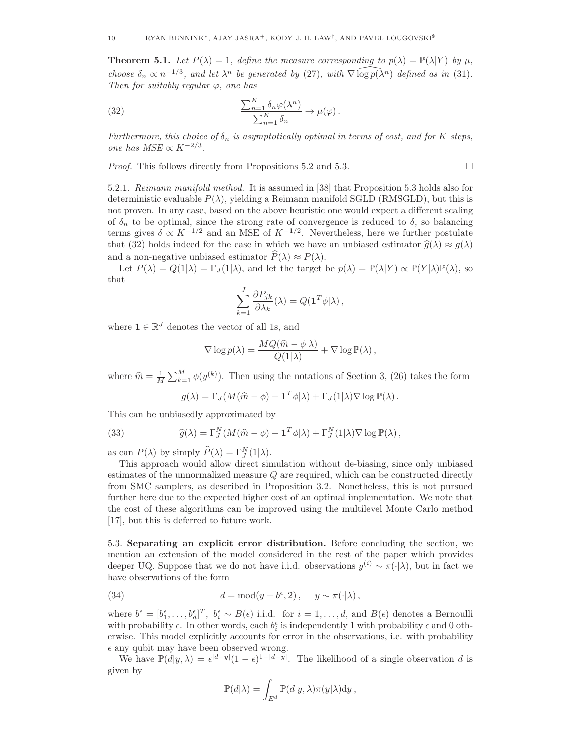**Theorem 5.1.** *Let $P(\lambda) = 1$, define the measure corresponding to $p(\lambda) = \mathbb{P}(\lambda|Y)$ by $\mu$, choose $\delta_n \propto n^{-1/3}$, and let $\lambda^n$ be generated by (27), with $\widehat{\nabla \log p(\lambda^n)}$ defined as in (31). Then for suitably regular $\varphi$, one has*

$$\frac{\sum_{n=1}^K \delta_n \varphi(\lambda^n)}{\sum_{n=1}^K \delta_n} \to \mu(\varphi)\,. \tag{32}$$

*Furthermore, this choice of $\delta_n$ is asymptotically optimal in terms of cost, and for $K$ steps, one has $MSE \propto K^{-2/3}$.*

*Proof.* This follows directly from Propositions 5.2 and 5.3. $\square$

5.2.1. *Reimann manifold method.* It is assumed in [38] that Proposition 5.3 holds also for deterministic evaluable $P(\lambda)$, yielding a Reimann manifold SGLD (RMSGLD), but this is not proven. In any case, based on the above heuristic one would expect a different scaling of $\delta_n$ to be optimal, since the strong rate of convergence is reduced to $\delta$, so balancing terms gives $\delta \propto K^{-1/2}$ and an MSE of $K^{-1/2}$. Nevertheless, here we further postulate that (32) holds indeed for the case in which we have an unbiased estimator $\widehat{g}(\lambda) \approx g(\lambda)$ and a non-negative unbiased estimator $\widehat{P}(\lambda) \approx P(\lambda)$.

Let $P(\lambda) = Q(1|\lambda) = \Gamma_J(1|\lambda)$, and let the target be $p(\lambda) = \mathbb{P}(\lambda|Y) \propto \mathbb{P}(Y|\lambda)\mathbb{P}(\lambda)$, so that

$$\sum_{k=1}^J \frac{\partial P_{jk}}{\partial \lambda_k}(\lambda) = Q(\mathbf{1}^T \phi|\lambda)\,,$$

where $\mathbf{1} \in \mathbb{R}^J$ denotes the vector of all 1s, and

$$\nabla \log p(\lambda) = \frac{MQ(\widehat{m} - \phi|\lambda)}{Q(1|\lambda)} + \nabla \log \mathbb{P}(\lambda)\,,$$

where $\widehat{m} = \frac{1}{M}\sum_{k=1}^M \phi(y^{(k)})$. Then using the notations of Section 3, (26) takes the form

$$g(\lambda) = \Gamma_J(M(\widehat{m} - \phi) + \mathbf{1}^T\phi|\lambda) + \Gamma_J(1|\lambda)\nabla \log \mathbb{P}(\lambda)\,.$$

This can be unbiasedly approximated by

$$\widehat{g}(\lambda) = \Gamma_J^N(M(\widehat{m} - \phi) + \mathbf{1}^T\phi|\lambda) + \Gamma_J^N(1|\lambda)\nabla \log \mathbb{P}(\lambda)\,, \tag{33}$$

as can $P(\lambda)$ by simply $\widehat{P}(\lambda) = \Gamma_J^N(1|\lambda)$.

This approach would allow direct simulation without de-biasing, since only unbiased estimates of the unnormalized measure $Q$ are required, which can be constructed directly from SMC samplers, as described in Proposition 3.2. Nonetheless, this is not pursued further here due to the expected higher cost of an optimal implementation. We note that the cost of these algorithms can be improved using the multilevel Monte Carlo method [17], but this is deferred to future work.

**5.3. Separating an explicit error distribution.** Before concluding the section, we mention an extension of the model considered in the rest of the paper which provides deeper UQ. Suppose that we do not have i.i.d. observations $y^{(i)} \sim \pi(\cdot|\lambda)$, but in fact we have observations of the form

$$d = \mathrm{mod}(y + b^\epsilon, 2)\,, \qquad y \sim \pi(\cdot|\lambda)\,, \tag{34}$$

where $b^\epsilon = [b_1^\epsilon, \ldots, b_d^\epsilon]^T$, $b_i^\epsilon \sim B(\epsilon)$ i.i.d. for $i = 1, \ldots, d$, and $B(\epsilon)$ denotes a Bernoulli with probability $\epsilon$. In other words, each $b_i^\epsilon$ is independently 1 with probability $\epsilon$ and 0 otherwise. This model explicitly accounts for error in the observations, i.e. with probability $\epsilon$ any qubit may have been observed wrong.

We have $\mathbb{P}(d|y,\lambda) = \epsilon^{|d-y|}(1-\epsilon)^{1-|d-y|}$. The likelihood of a single observation $d$ is given by

$$\mathbb{P}(d|\lambda) = \int_{E^d} \mathbb{P}(d|y,\lambda)\pi(y|\lambda)\mathrm{d}y\,,$$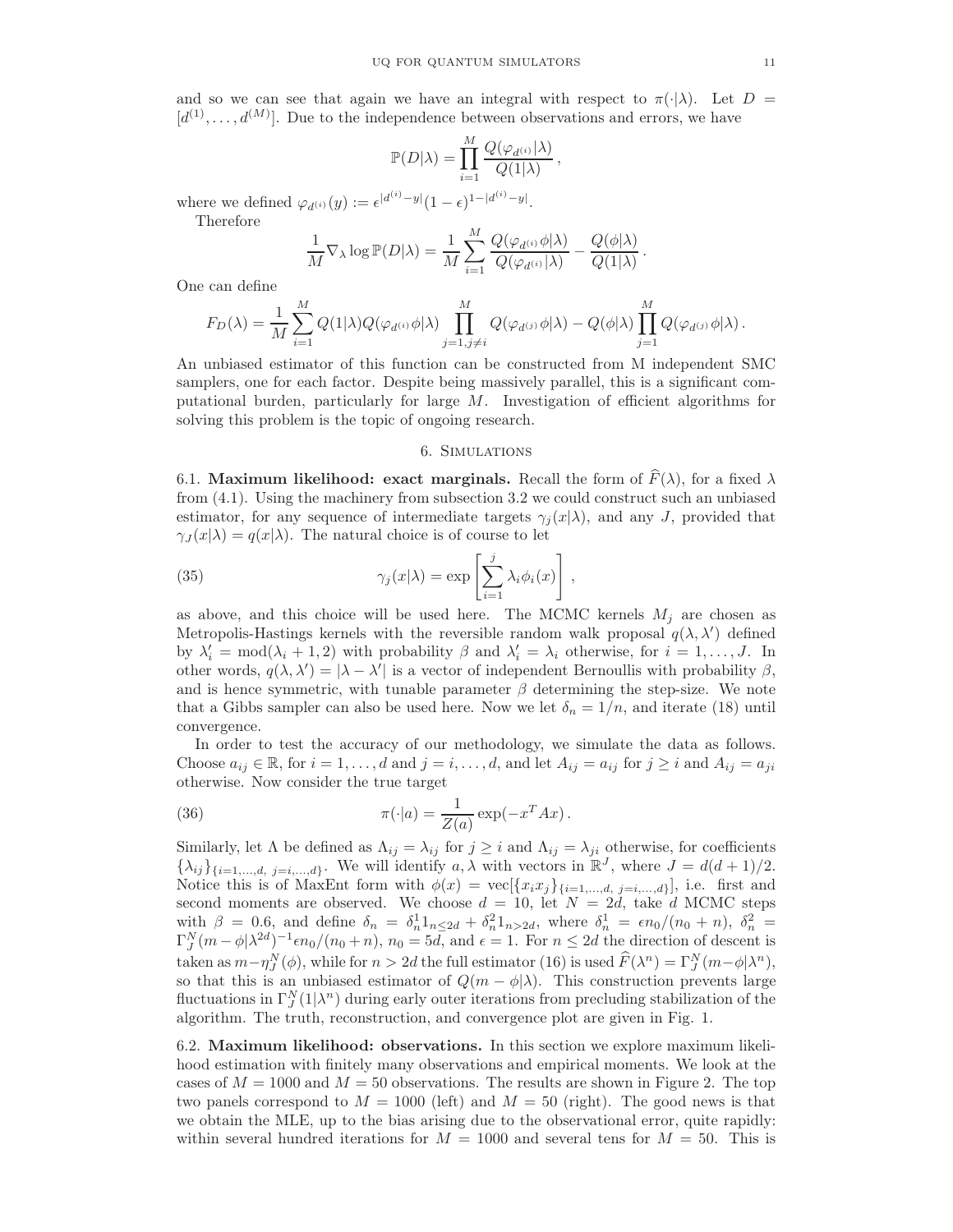and so we can see that again we have an integral with respect to $\pi(\cdot|\lambda)$. Let $D = [d^{(1)}, \ldots, d^{(M)}]$. Due to the independence between observations and errors, we have

$$\mathbb{P}(D|\lambda) = \prod_{i=1}^{M} \frac{Q(\varphi_{d^{(i)}}|\lambda)}{Q(1|\lambda)}\,,$$

where we defined $\varphi_{d^{(i)}}(y) := \epsilon^{|d^{(i)}-y|}(1-\epsilon)^{1-|d^{(i)}-y|}$.

Therefore

$$\frac{1}{M}\nabla_\lambda \log \mathbb{P}(D|\lambda) = \frac{1}{M}\sum_{i=1}^{M} \frac{Q(\varphi_{d^{(i)}}\phi|\lambda)}{Q(\varphi_{d^{(i)}}|\lambda)} - \frac{Q(\phi|\lambda)}{Q(1|\lambda)}\,.$$

One can define

$$F_D(\lambda) = \frac{1}{M}\sum_{i=1}^{M} Q(1|\lambda) Q(\varphi_{d^{(i)}}\phi|\lambda) \prod_{j=1, j\neq i}^{M} Q(\varphi_{d^{(j)}}\phi|\lambda) - Q(\phi|\lambda)\prod_{j=1}^{M} Q(\varphi_{d^{(j)}}\phi|\lambda)\,.$$

An unbiased estimator of this function can be constructed from M independent SMC samplers, one for each factor. Despite being massively parallel, this is a significant computational burden, particularly for large $M$. Investigation of efficient algorithms for solving this problem is the topic of ongoing research.

## 6. Simulations

**6.1. Maximum likelihood: exact marginals.** Recall the form of $\widehat{F}(\lambda)$, for a fixed $\lambda$ from (4.1). Using the machinery from subsection 3.2 we could construct such an unbiased estimator, for any sequence of intermediate targets $\gamma_j(x|\lambda)$, and any $J$, provided that $\gamma_J(x|\lambda) = q(x|\lambda)$. The natural choice is of course to let

$$\gamma_j(x|\lambda) = \exp\left[\sum_{i=1}^{j} \lambda_i \phi_i(x)\right]\,, \tag{35}$$

as above, and this choice will be used here. The MCMC kernels $M_j$ are chosen as Metropolis-Hastings kernels with the reversible random walk proposal $q(\lambda, \lambda')$ defined by $\lambda'_i = \mathrm{mod}(\lambda_i + 1, 2)$ with probability $\beta$ and $\lambda'_i = \lambda_i$ otherwise, for $i = 1, \ldots, J$. In other words, $q(\lambda, \lambda') = |\lambda - \lambda'|$ is a vector of independent Bernoullis with probability $\beta$, and is hence symmetric, with tunable parameter $\beta$ determining the step-size. We note that a Gibbs sampler can also be used here. Now we let $\delta_n = 1/n$, and iterate (18) until convergence.

In order to test the accuracy of our methodology, we simulate the data as follows. Choose $a_{ij} \in \mathbb{R}$, for $i = 1, \ldots, d$ and $j = i, \ldots, d$, and let $A_{ij} = a_{ij}$ for $j \geq i$ and $A_{ij} = a_{ji}$ otherwise. Now consider the true target

$$\pi(\cdot|a) = \frac{1}{Z(a)}\exp(-x^T A x)\,. \tag{36}$$

Similarly, let $\Lambda$ be defined as $\Lambda_{ij} = \lambda_{ij}$ for $j \geq i$ and $\Lambda_{ij} = \lambda_{ji}$ otherwise, for coefficients $\{\lambda_{ij}\}_{\{i=1,\ldots,d,\ j=i,\ldots,d\}}$. We will identify $a, \lambda$ with vectors in $\mathbb{R}^J$, where $J = d(d+1)/2$. Notice this is of MaxEnt form with $\phi(x) = \mathrm{vec}[\{x_i x_j\}_{\{i=1,\ldots,d,\ j=i,\ldots,d\}}]$, i.e. first and second moments are observed. We choose $d = 10$, let $N = 2d$, take $d$ MCMC steps with $\beta = 0.6$, and define $\delta_n = \delta_n^1 1_{n\leq 2d} + \delta_n^2 1_{n>2d}$, where $\delta_n^1 = \epsilon n_0/(n_0+n)$, $\delta_n^2 = \Gamma_J^N(m - \phi|\lambda^{2d})^{-1}\epsilon n_0/(n_0+n)$, $n_0 = 5d$, and $\epsilon = 1$. For $n \leq 2d$ the direction of descent is taken as $m - \eta_J^N(\phi)$, while for $n > 2d$ the full estimator (16) is used $\widehat{F}(\lambda^n) = \Gamma_J^N(m - \phi|\lambda^n)$, so that this is an unbiased estimator of $Q(m - \phi|\lambda)$. This construction prevents large fluctuations in $\Gamma_J^N(1|\lambda^n)$ during early outer iterations from precluding stabilization of the algorithm. The truth, reconstruction, and convergence plot are given in Fig. 1.

**6.2. Maximum likelihood: observations.** In this section we explore maximum likelihood estimation with finitely many observations and empirical moments. We look at the cases of $M = 1000$ and $M = 50$ observations. The results are shown in Figure 2. The top two panels correspond to $M = 1000$ (left) and $M = 50$ (right). The good news is that we obtain the MLE, up to the bias arising due to the observational error, quite rapidly: within several hundred iterations for $M = 1000$ and several tens for $M = 50$. This is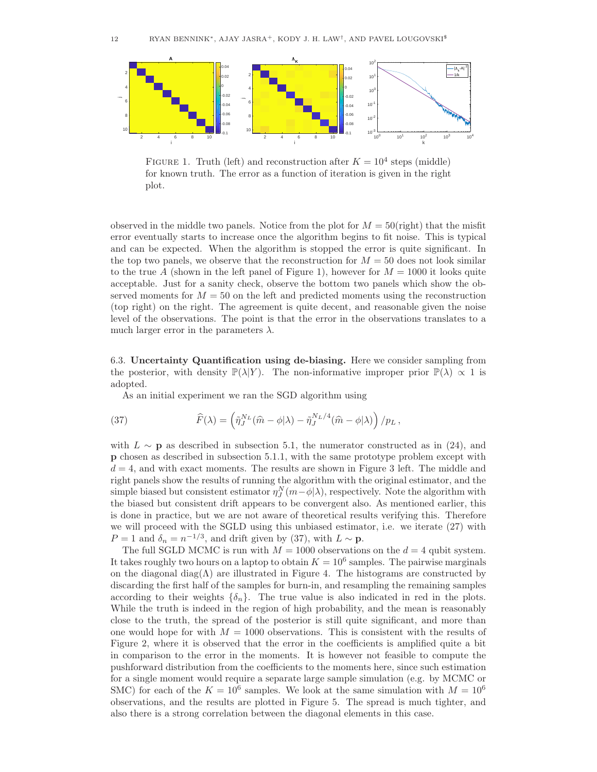FIGURE 1. Truth (left) and reconstruction after $K = 10^4$ steps (middle) for known truth. The error as a function of iteration is given in the right plot.

observed in the middle two panels. Notice from the plot for $M = 50$(right) that the misfit error eventually starts to increase once the algorithm begins to fit noise. This is typical and can be expected. When the algorithm is stopped the error is quite significant. In the top two panels, we observe that the reconstruction for $M = 50$ does not look similar to the true $A$ (shown in the left panel of Figure 1), however for $M = 1000$ it looks quite acceptable. Just for a sanity check, observe the bottom two panels which show the observed moments for $M = 50$ on the left and predicted moments using the reconstruction (top right) on the right. The agreement is quite decent, and reasonable given the noise level of the observations. The point is that the error in the observations translates to a much larger error in the parameters $\lambda$.

6.3. **Uncertainty Quantification using de-biasing.** Here we consider sampling from the posterior, with density $\mathbb{P}(\lambda|Y)$. The non-informative improper prior $\mathbb{P}(\lambda) \propto 1$ is adopted.

As an initial experiment we ran the SGD algorithm using

$$\widehat{F}(\lambda) = \left(\tilde{\eta}_J^{N_L}(\widehat{m} - \phi|\lambda) - \tilde{\eta}_J^{N_L/4}(\widehat{m} - \phi|\lambda)\right)/p_L\,, \tag{37}$$

with $L \sim \mathbf{p}$ as described in subsection 5.1, the numerator constructed as in (24), and $\mathbf{p}$ chosen as described in subsection 5.1.1, with the same prototype problem except with $d = 4$, and with exact moments. The results are shown in Figure 3 left. The middle and right panels show the results of running the algorithm with the original estimator, and the simple biased but consistent estimator $\eta_J^N(m-\phi|\lambda)$, respectively. Note the algorithm with the biased but consistent drift appears to be convergent also. As mentioned earlier, this is done in practice, but we are not aware of theoretical results verifying this. Therefore we will proceed with the SGLD using this unbiased estimator, i.e. we iterate (27) with $P = 1$ and $\delta_n = n^{-1/3}$, and drift given by (37), with $L \sim \mathbf{p}$.

The full SGLD MCMC is run with $M = 1000$ observations on the $d = 4$ qubit system. It takes roughly two hours on a laptop to obtain $K = 10^6$ samples. The pairwise marginals on the diagonal $\mathrm{diag}(\Lambda)$ are illustrated in Figure 4. The histograms are constructed by discarding the first half of the samples for burn-in, and resampling the remaining samples according to their weights $\{\delta_n\}$. The true value is also indicated in red in the plots. While the truth is indeed in the region of high probability, and the mean is reasonably close to the truth, the spread of the posterior is still quite significant, and more than one would hope for with $M = 1000$ observations. This is consistent with the results of Figure 2, where it is observed that the error in the coefficients is amplified quite a bit in comparison to the error in the moments. It is however not feasible to compute the pushforward distribution from the coefficients to the moments here, since such estimation for a single moment would require a separate large sample simulation (e.g. by MCMC or SMC) for each of the $K = 10^6$ samples. We look at the same simulation with $M = 10^6$ observations, and the results are plotted in Figure 5. The spread is much tighter, and also there is a strong correlation between the diagonal elements in this case.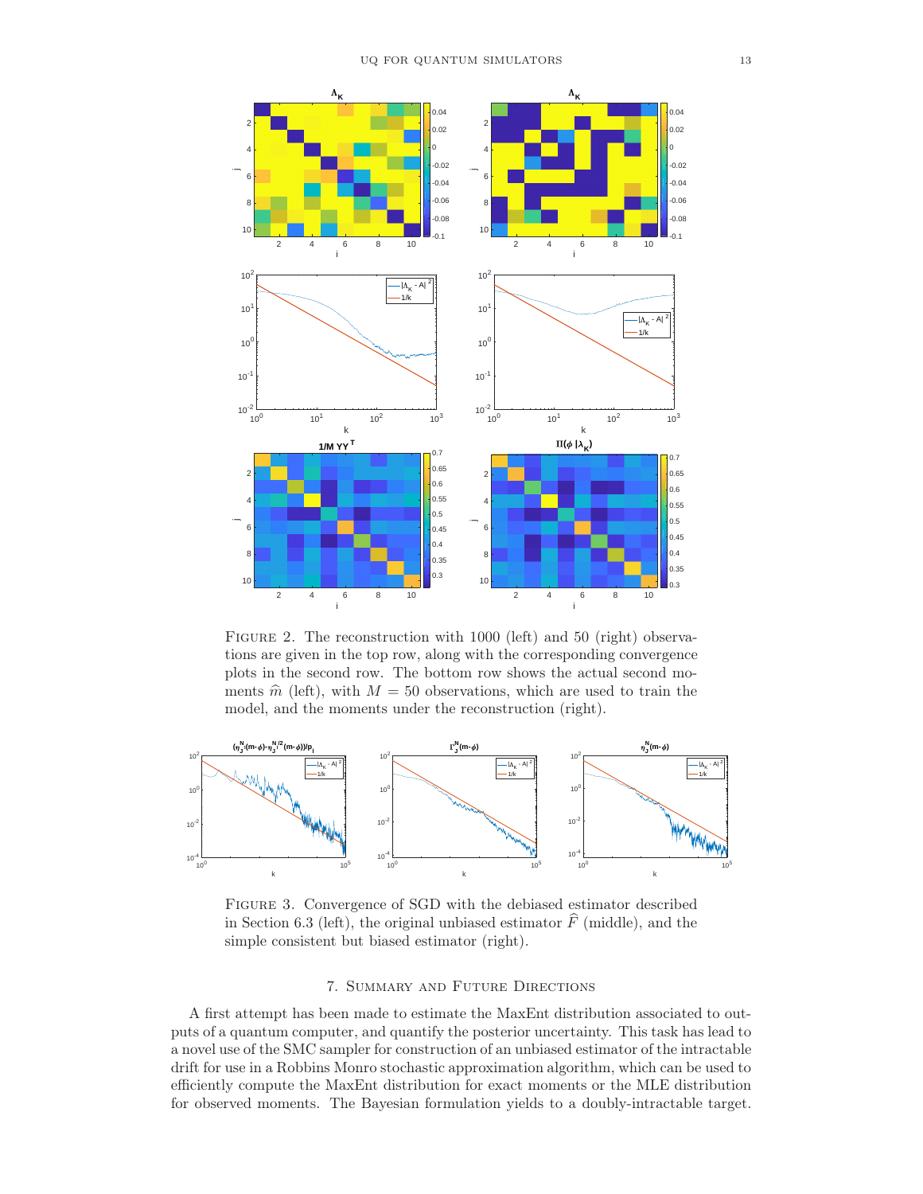FIGURE 2. The reconstruction with 1000 (left) and 50 (right) observations are given in the top row, along with the corresponding convergence plots in the second row. The bottom row shows the actual second moments $\widehat{m}$ (left), with $M = 50$ observations, which are used to train the model, and the moments under the reconstruction (right).

FIGURE 3. Convergence of SGD with the debiased estimator described in Section 6.3 (left), the original unbiased estimator $\widehat{F}$ (middle), and the simple consistent but biased estimator (right).

## 7. Summary and Future Directions

A first attempt has been made to estimate the MaxEnt distribution associated to outputs of a quantum computer, and quantify the posterior uncertainty. This task has lead to a novel use of the SMC sampler for construction of an unbiased estimator of the intractable drift for use in a Robbins Monro stochastic approximation algorithm, which can be used to efficiently compute the MaxEnt distribution for exact moments or the MLE distribution for observed moments. The Bayesian formulation yields to a doubly-intractable target.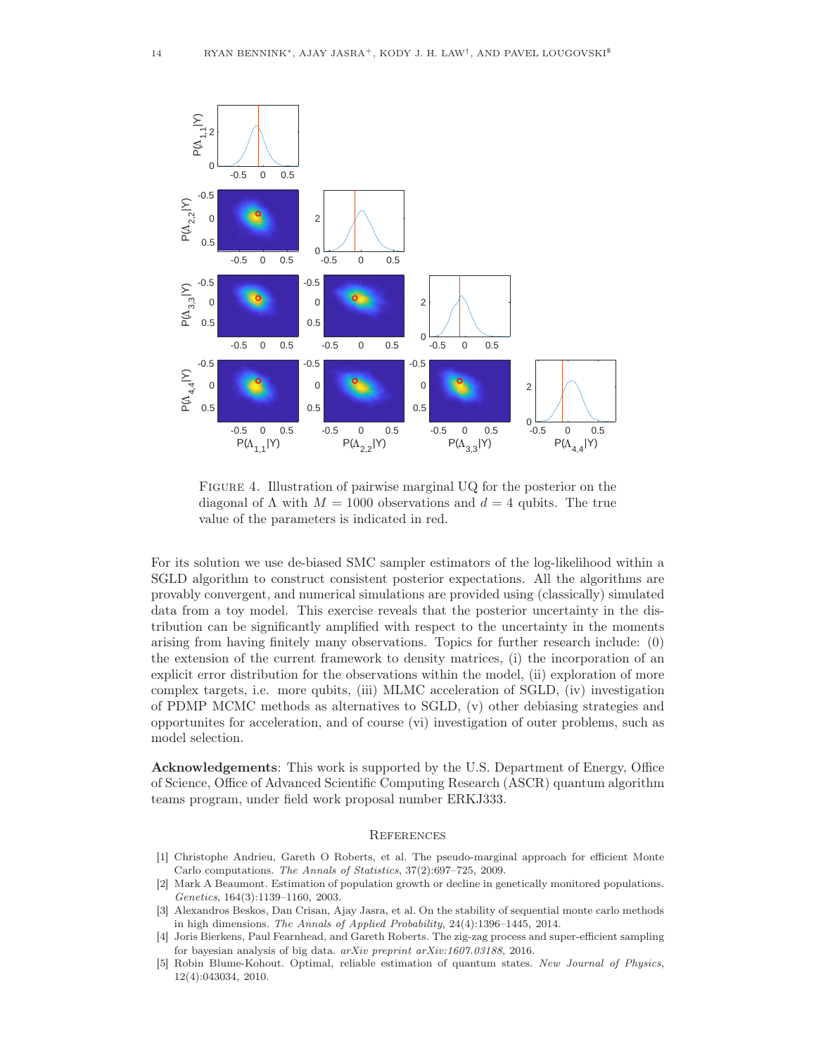FIGURE 4. Illustration of pairwise marginal UQ for the posterior on the diagonal of $\Lambda$ with $M = 1000$ observations and $d = 4$ qubits. The true value of the parameters is indicated in red.

For its solution we use de-biased SMC sampler estimators of the log-likelihood within a SGLD algorithm to construct consistent posterior expectations. All the algorithms are provably convergent, and numerical simulations are provided using (classically) simulated data from a toy model. This exercise reveals that the posterior uncertainty in the distribution can be significantly amplified with respect to the uncertainty in the moments arising from having finitely many observations. Topics for further research include: (0) the extension of the current framework to density matrices, (i) the incorporation of an explicit error distribution for the observations within the model, (ii) exploration of more complex targets, i.e. more qubits, (iii) MLMC acceleration of SGLD, (iv) investigation of PDMP MCMC methods as alternatives to SGLD, (v) other debiasing strategies and opportunites for acceleration, and of course (vi) investigation of outer problems, such as model selection.

**Acknowledgements**: This work is supported by the U.S. Department of Energy, Office of Science, Office of Advanced Scientific Computing Research (ASCR) quantum algorithm teams program, under field work proposal number ERKJ333.

## References

[1] Christophe Andrieu, Gareth O Roberts, et al. The pseudo-marginal approach for efficient Monte Carlo computations. *The Annals of Statistics*, 37(2):697–725, 2009.

[2] Mark A Beaumont. Estimation of population growth or decline in genetically monitored populations. *Genetics*, 164(3):1139–1160, 2003.

[3] Alexandros Beskos, Dan Crisan, Ajay Jasra, et al. On the stability of sequential monte carlo methods in high dimensions. *The Annals of Applied Probability*, 24(4):1396–1445, 2014.

[4] Joris Bierkens, Paul Fearnhead, and Gareth Roberts. The zig-zag process and super-efficient sampling for bayesian analysis of big data. *arXiv preprint arXiv:1607.03188*, 2016.

[5] Robin Blume-Kohout. Optimal, reliable estimation of quantum states. *New Journal of Physics*, 12(4):043034, 2010.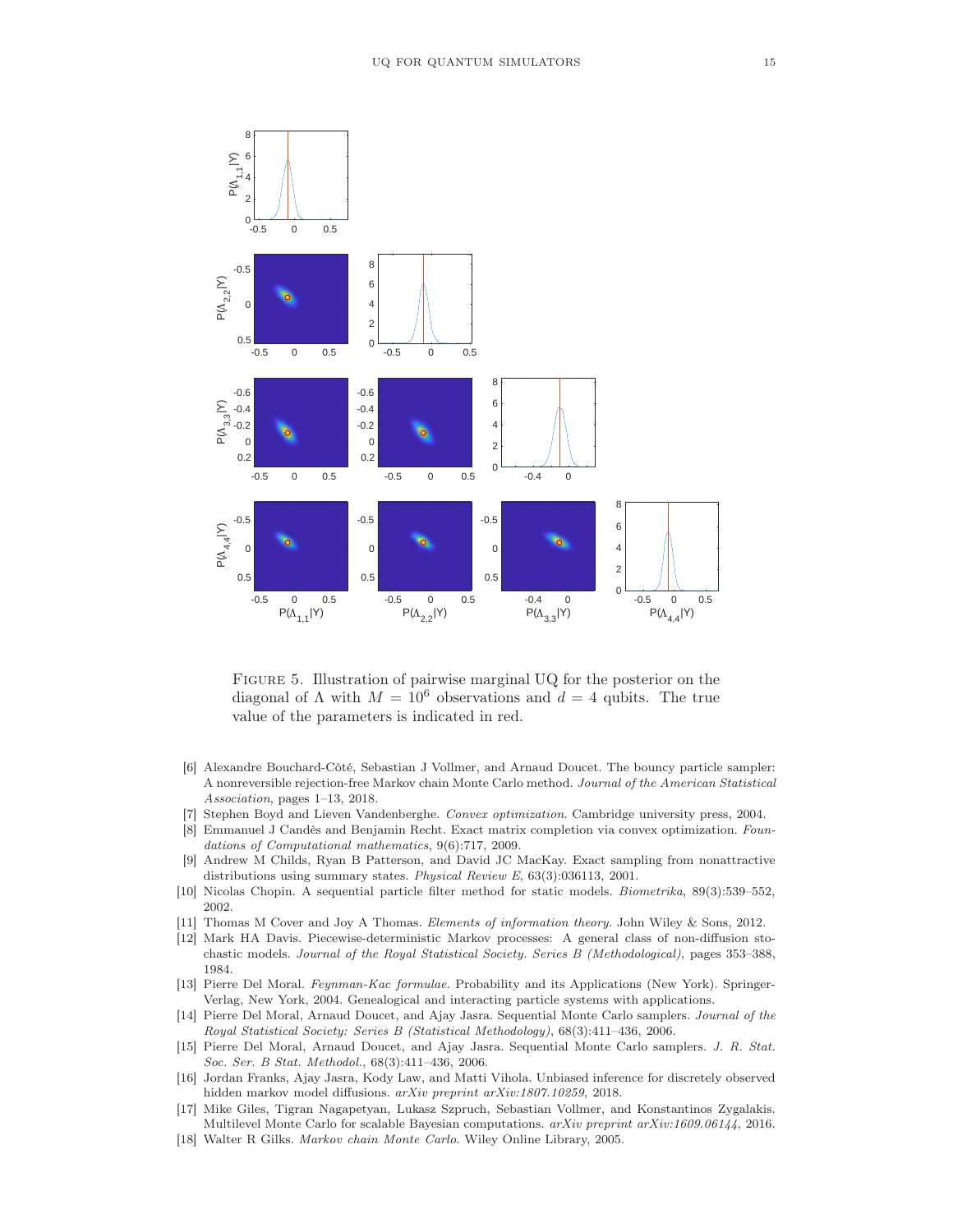FIGURE 5. Illustration of pairwise marginal UQ for the posterior on the diagonal of $\Lambda$ with $M = 10^6$ observations and $d = 4$ qubits. The true value of the parameters is indicated in red.

[6] Alexandre Bouchard-Côté, Sebastian J Vollmer, and Arnaud Doucet. The bouncy particle sampler: A nonreversible rejection-free Markov chain Monte Carlo method. *Journal of the American Statistical Association*, pages 1–13, 2018.

[7] Stephen Boyd and Lieven Vandenberghe. *Convex optimization*. Cambridge university press, 2004.

[8] Emmanuel J Candès and Benjamin Recht. Exact matrix completion via convex optimization. *Foundations of Computational mathematics*, 9(6):717, 2009.

[9] Andrew M Childs, Ryan B Patterson, and David JC MacKay. Exact sampling from nonattractive distributions using summary states. *Physical Review E*, 63(3):036113, 2001.

[10] Nicolas Chopin. A sequential particle filter method for static models. *Biometrika*, 89(3):539–552, 2002.

[11] Thomas M Cover and Joy A Thomas. *Elements of information theory*. John Wiley & Sons, 2012.

[12] Mark HA Davis. Piecewise-deterministic Markov processes: A general class of non-diffusion stochastic models. *Journal of the Royal Statistical Society. Series B (Methodological)*, pages 353–388, 1984.

[13] Pierre Del Moral. *Feynman-Kac formulae*. Probability and its Applications (New York). Springer-Verlag, New York, 2004. Genealogical and interacting particle systems with applications.

[14] Pierre Del Moral, Arnaud Doucet, and Ajay Jasra. Sequential Monte Carlo samplers. *Journal of the Royal Statistical Society: Series B (Statistical Methodology)*, 68(3):411–436, 2006.

[15] Pierre Del Moral, Arnaud Doucet, and Ajay Jasra. Sequential Monte Carlo samplers. *J. R. Stat. Soc. Ser. B Stat. Methodol.*, 68(3):411–436, 2006.

[16] Jordan Franks, Ajay Jasra, Kody Law, and Matti Vihola. Unbiased inference for discretely observed hidden markov model diffusions. *arXiv preprint arXiv:1807.10259*, 2018.

[17] Mike Giles, Tigran Nagapetyan, Lukasz Szpruch, Sebastian Vollmer, and Konstantinos Zygalakis. Multilevel Monte Carlo for scalable Bayesian computations. *arXiv preprint arXiv:1609.06144*, 2016.

[18] Walter R Gilks. *Markov chain Monte Carlo*. Wiley Online Library, 2005.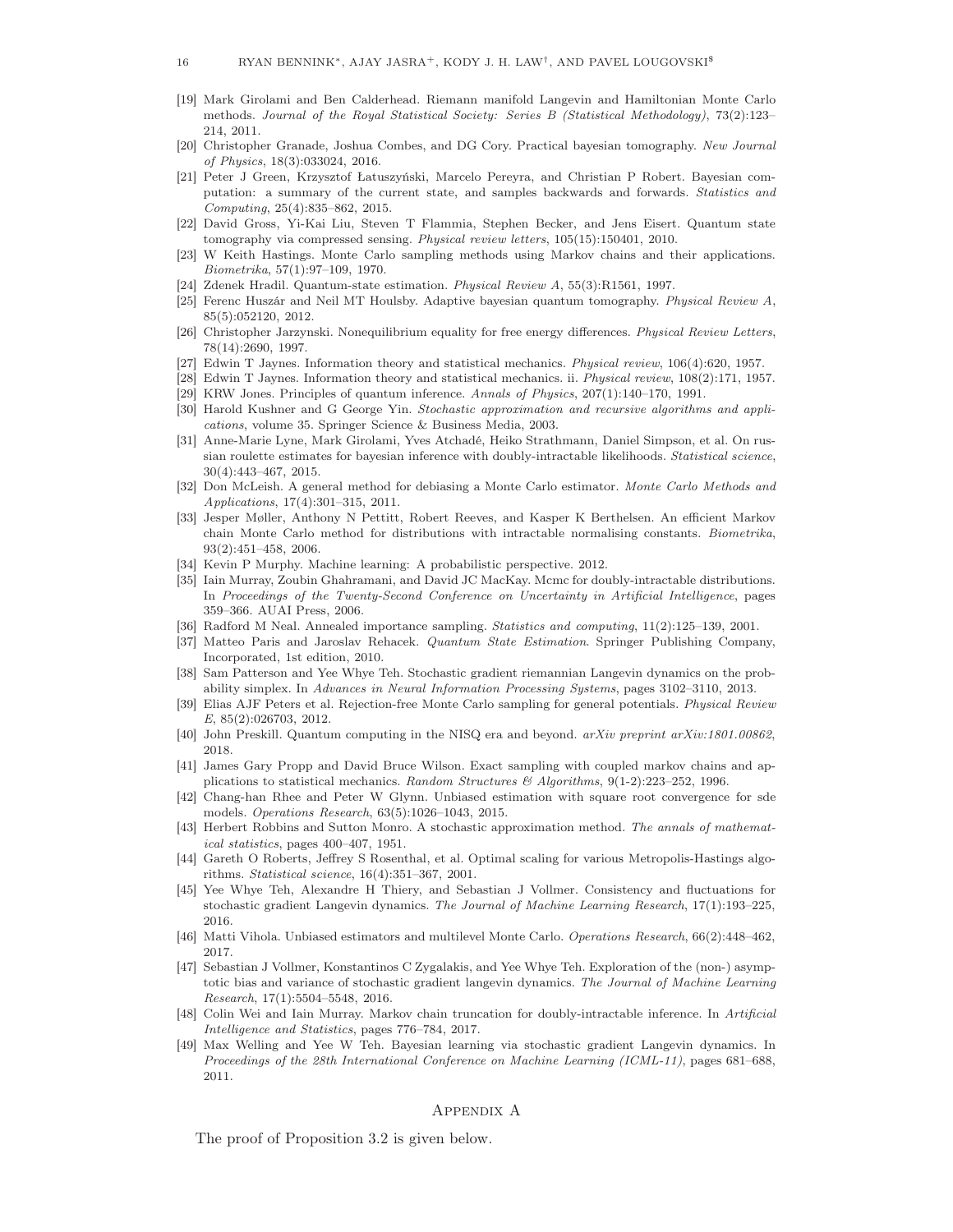[19] Mark Girolami and Ben Calderhead. Riemann manifold Langevin and Hamiltonian Monte Carlo methods. *Journal of the Royal Statistical Society: Series B (Statistical Methodology)*, 73(2):123–214, 2011.

[20] Christopher Granade, Joshua Combes, and DG Cory. Practical bayesian tomography. *New Journal of Physics*, 18(3):033024, 2016.

[21] Peter J Green, Krzysztof Łatuszyński, Marcelo Pereyra, and Christian P Robert. Bayesian computation: a summary of the current state, and samples backwards and forwards. *Statistics and Computing*, 25(4):835–862, 2015.

[22] David Gross, Yi-Kai Liu, Steven T Flammia, Stephen Becker, and Jens Eisert. Quantum state tomography via compressed sensing. *Physical review letters*, 105(15):150401, 2010.

[23] W Keith Hastings. Monte Carlo sampling methods using Markov chains and their applications. *Biometrika*, 57(1):97–109, 1970.

[24] Zdenek Hradil. Quantum-state estimation. *Physical Review A*, 55(3):R1561, 1997.

[25] Ferenc Huszár and Neil MT Houlsby. Adaptive bayesian quantum tomography. *Physical Review A*, 85(5):052120, 2012.

[26] Christopher Jarzynski. Nonequilibrium equality for free energy differences. *Physical Review Letters*, 78(14):2690, 1997.

[27] Edwin T Jaynes. Information theory and statistical mechanics. *Physical review*, 106(4):620, 1957.

[28] Edwin T Jaynes. Information theory and statistical mechanics. ii. *Physical review*, 108(2):171, 1957.

[29] KRW Jones. Principles of quantum inference. *Annals of Physics*, 207(1):140–170, 1991.

[30] Harold Kushner and G George Yin. *Stochastic approximation and recursive algorithms and applications*, volume 35. Springer Science & Business Media, 2003.

[31] Anne-Marie Lyne, Mark Girolami, Yves Atchadé, Heiko Strathmann, Daniel Simpson, et al. On russian roulette estimates for bayesian inference with doubly-intractable likelihoods. *Statistical science*, 30(4):443–467, 2015.

[32] Don McLeish. A general method for debiasing a Monte Carlo estimator. *Monte Carlo Methods and Applications*, 17(4):301–315, 2011.

[33] Jesper Møller, Anthony N Pettitt, Robert Reeves, and Kasper K Berthelsen. An efficient Markov chain Monte Carlo method for distributions with intractable normalising constants. *Biometrika*, 93(2):451–458, 2006.

[34] Kevin P Murphy. Machine learning: A probabilistic perspective. 2012.

[35] Iain Murray, Zoubin Ghahramani, and David JC MacKay. Mcmc for doubly-intractable distributions. In *Proceedings of the Twenty-Second Conference on Uncertainty in Artificial Intelligence*, pages 359–366. AUAI Press, 2006.

[36] Radford M Neal. Annealed importance sampling. *Statistics and computing*, 11(2):125–139, 2001.

[37] Matteo Paris and Jaroslav Rehacek. *Quantum State Estimation*. Springer Publishing Company, Incorporated, 1st edition, 2010.

[38] Sam Patterson and Yee Whye Teh. Stochastic gradient riemannian Langevin dynamics on the probability simplex. In *Advances in Neural Information Processing Systems*, pages 3102–3110, 2013.

[39] Elias AJF Peters et al. Rejection-free Monte Carlo sampling for general potentials. *Physical Review E*, 85(2):026703, 2012.

[40] John Preskill. Quantum computing in the NISQ era and beyond. *arXiv preprint arXiv:1801.00862*, 2018.

[41] James Gary Propp and David Bruce Wilson. Exact sampling with coupled markov chains and applications to statistical mechanics. *Random Structures & Algorithms*, 9(1-2):223–252, 1996.

[42] Chang-han Rhee and Peter W Glynn. Unbiased estimation with square root convergence for sde models. *Operations Research*, 63(5):1026–1043, 2015.

[43] Herbert Robbins and Sutton Monro. A stochastic approximation method. *The annals of mathematical statistics*, pages 400–407, 1951.

[44] Gareth O Roberts, Jeffrey S Rosenthal, et al. Optimal scaling for various Metropolis-Hastings algorithms. *Statistical science*, 16(4):351–367, 2001.

[45] Yee Whye Teh, Alexandre H Thiery, and Sebastian J Vollmer. Consistency and fluctuations for stochastic gradient Langevin dynamics. *The Journal of Machine Learning Research*, 17(1):193–225, 2016.

[46] Matti Vihola. Unbiased estimators and multilevel Monte Carlo. *Operations Research*, 66(2):448–462, 2017.

[47] Sebastian J Vollmer, Konstantinos C Zygalakis, and Yee Whye Teh. Exploration of the (non-) asymptotic bias and variance of stochastic gradient langevin dynamics. *The Journal of Machine Learning Research*, 17(1):5504–5548, 2016.

[48] Colin Wei and Iain Murray. Markov chain truncation for doubly-intractable inference. In *Artificial Intelligence and Statistics*, pages 776–784, 2017.

[49] Max Welling and Yee W Teh. Bayesian learning via stochastic gradient Langevin dynamics. In *Proceedings of the 28th International Conference on Machine Learning (ICML-11)*, pages 681–688, 2011.

## Appendix A

The proof of Proposition 3.2 is given below.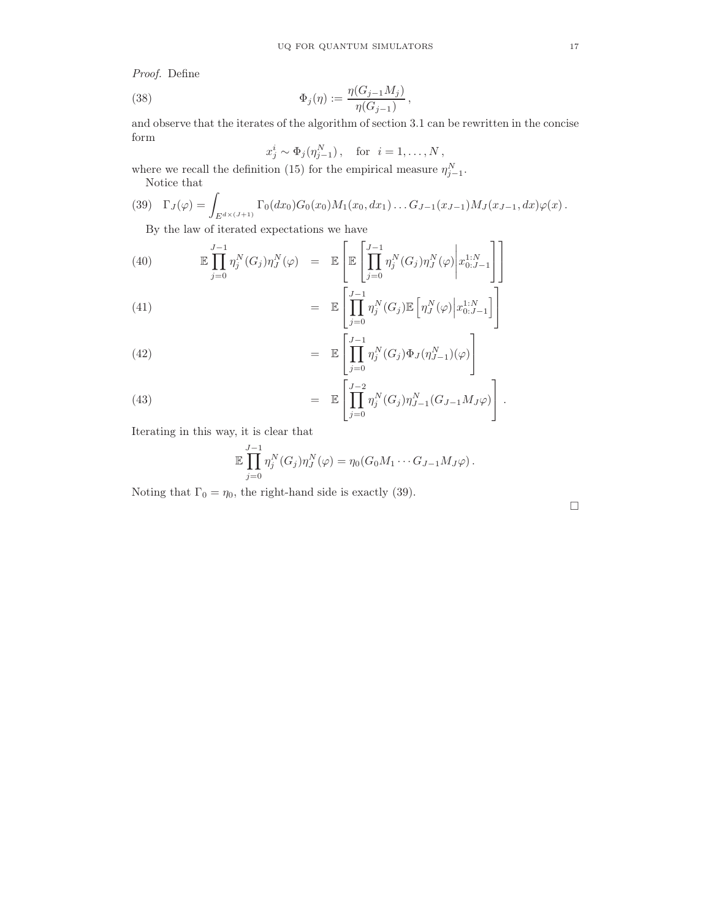*Proof.* Define

$$\Phi_j(\eta) := \frac{\eta(G_{j-1}M_j)}{\eta(G_{j-1})}\,, \tag{38}$$

and observe that the iterates of the algorithm of section 3.1 can be rewritten in the concise form

$$x_j^i \sim \Phi_j(\eta_{j-1}^N)\,, \quad \text{for} \quad i = 1, \ldots, N\,,$$

where we recall the definition (15) for the empirical measure $\eta_{j-1}^N$.

Notice that

$$\Gamma_J(\varphi) = \int_{E^{d\times(J+1)}} \Gamma_0(dx_0)G_0(x_0)M_1(x_0, dx_1)\ldots G_{J-1}(x_{J-1})M_J(x_{J-1}, dx)\varphi(x)\,. \tag{39}$$

By the law of iterated expectations we have

$$\mathbb{E}\prod_{j=0}^{J-1}\eta_j^N(G_j)\eta_J^N(\varphi) = \mathbb{E}\left[\mathbb{E}\left[\prod_{j=0}^{J-1}\eta_j^N(G_j)\eta_J^N(\varphi)\middle| x_{0:J-1}^{1:N}\right]\right] \tag{40}$$

$$= \mathbb{E}\left[\prod_{j=0}^{J-1}\eta_j^N(G_j)\mathbb{E}\left[\eta_J^N(\varphi)\middle| x_{0:J-1}^{1:N}\right]\right] \tag{41}$$

$$= \mathbb{E}\left[\prod_{j=0}^{J-1}\eta_j^N(G_j)\Phi_J(\eta_{J-1}^N)(\varphi)\right] \tag{42}$$

$$= \mathbb{E}\left[\prod_{j=0}^{J-2}\eta_j^N(G_j)\eta_{J-1}^N(G_{J-1}M_J\varphi)\right]. \tag{43}$$

Iterating in this way, it is clear that

$$\mathbb{E}\prod_{j=0}^{J-1}\eta_j^N(G_j)\eta_J^N(\varphi) = \eta_0(G_0M_1\cdots G_{J-1}M_J\varphi)\,.$$

Noting that $\Gamma_0 = \eta_0$, the right-hand side is exactly (39).

□